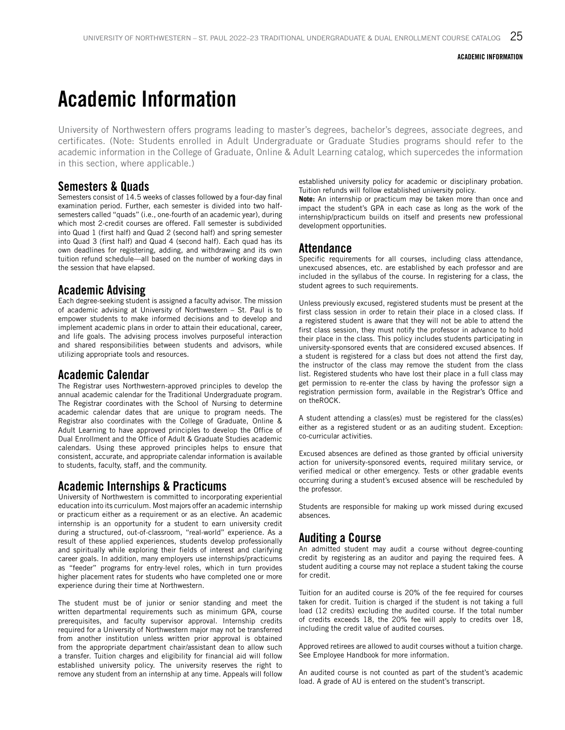# Academic Information

University of Northwestern offers programs leading to master's degrees, bachelor's degrees, associate degrees, and certificates. (Note: Students enrolled in Adult Undergraduate or Graduate Studies programs should refer to the academic information in the College of Graduate, Online & Adult Learning catalog, which supercedes the information in this section, where applicable.)

## Semesters & Quads

Semesters consist of 14.5 weeks of classes followed by a four-day final examination period. Further, each semester is divided into two half-semesters called "quads" (i.e., one-fourth of an academic year), during which most 2-credit courses are offered. Fall semester is subdivided into Quad 1 (first half) and Quad 2 (second half) and spring semester into Quad 3 (first half) and Quad 4 (second half). Each quad has its own deadlines for registering, adding, and withdrawing and its own tuition refund schedule—all based on the number of working days in the session that have elapsed.

## Academic Advising

Each degree-seeking student is assigned a faculty advisor. The mission of academic advising at University of Northwestern – St. Paul is to empower students to make informed decisions and to develop and implement academic plans in order to attain their educational, career, and life goals. The advising process involves purposeful interaction and shared responsibilities between students and advisors, while utilizing appropriate tools and resources.

## Academic Calendar

The Registrar uses Northwestern-approved principles to develop the annual academic calendar for the Traditional Undergraduate program. The Registrar coordinates with the School of Nursing to determine academic calendar dates that are unique to program needs. The Registrar also coordinates with the College of Graduate, Online & Adult Learning to have approved principles to develop the Office of Dual Enrollment and the Office of Adult & Graduate Studies academic calendars. Using these approved principles helps to ensure that consistent, accurate, and appropriate calendar information is available to students, faculty, staff, and the community.

## Academic Internships & Practicums

University of Northwestern is committed to incorporating experiential education into its curriculum. Most majors offer an academic internship or practicum either as a requirement or as an elective. An academic internship is an opportunity for a student to earn university credit during a structured, out-of-classroom, "real-world" experience. As a result of these applied experiences, students develop professionally and spiritually while exploring their fields of interest and clarifying career goals. In addition, many employers use internships/practicums as "feeder" programs for entry-level roles, which in turn provides higher placement rates for students who have completed one or more experience during their time at Northwestern.

The student must be of junior or senior standing and meet the written departmental requirements such as minimum GPA, course prerequisites, and faculty supervisor approval. Internship credits required for a University of Northwestern major may not be transferred from another institution unless written prior approval is obtained from the appropriate department chair/assistant dean to allow such a transfer. Tuition charges and eligibility for financial aid will follow established university policy. The university reserves the right to remove any student from an internship at any time. Appeals will follow established university policy for academic or disciplinary probation. Tuition refunds will follow established university policy.

**Note:** An internship or practicum may be taken more than once and impact the student's GPA in each case as long as the work of the internship/practicum builds on itself and presents new professional development opportunities.

## Attendance

Specific requirements for all courses, including class attendance, unexcused absences, etc. are established by each professor and are included in the syllabus of the course. In registering for a class, the student agrees to such requirements.

Unless previously excused, registered students must be present at the first class session in order to retain their place in a closed class. If a registered student is aware that they will not be able to attend the first class session, they must notify the professor in advance to hold their place in the class. This policy includes students participating in university-sponsored events that are considered excused absences. If a student is registered for a class but does not attend the first day, the instructor of the class may remove the student from the class list. Registered students who have lost their place in a full class may get permission to re-enter the class by having the professor sign a registration permission form, available in the Registrar's Office and on theROCK.

A student attending a class(es) must be registered for the class(es) either as a registered student or as an auditing student. Exception: co-curricular activities.

Excused absences are defined as those granted by official university action for university-sponsored events, required military service, or verified medical or other emergency. Tests or other gradable events occurring during a student's excused absence will be rescheduled by the professor.

Students are responsible for making up work missed during excused absences.

## Auditing a Course

An admitted student may audit a course without degree-counting credit by registering as an auditor and paying the required fees. A student auditing a course may not replace a student taking the course for credit.

Tuition for an audited course is 20% of the fee required for courses taken for credit. Tuition is charged if the student is not taking a full load (12 credits) excluding the audited course. If the total number of credits exceeds 18, the 20% fee will apply to credits over 18, including the credit value of audited courses.

Approved retirees are allowed to audit courses without a tuition charge. See Employee Handbook for more information.

An audited course is not counted as part of the student's academic load. A grade of AU is entered on the student's transcript.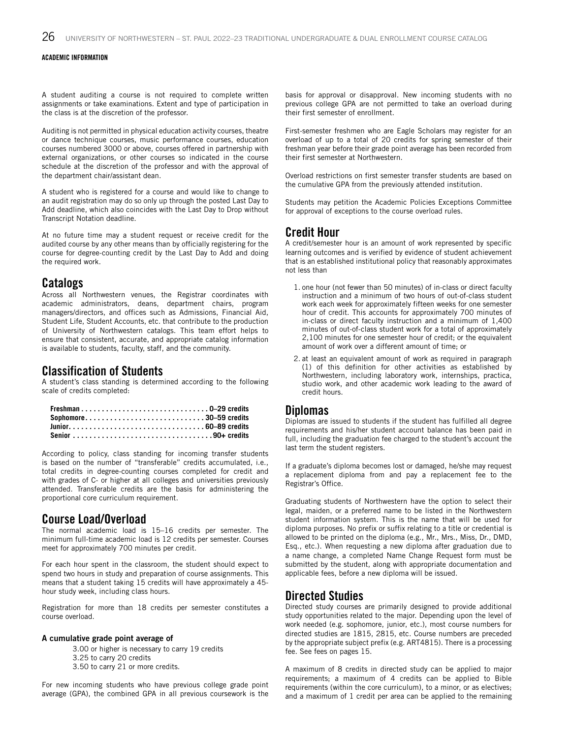A student auditing a course is not required to complete written assignments or take examinations. Extent and type of participation in the class is at the discretion of the professor.

Auditing is not permitted in physical education activity courses, theatre or dance technique courses, music performance courses, education courses numbered 3000 or above, courses offered in partnership with external organizations, or other courses so indicated in the course schedule at the discretion of the professor and with the approval of the department chair/assistant dean.

A student who is registered for a course and would like to change to an audit registration may do so only up through the posted Last Day to Add deadline, which also coincides with the Last Day to Drop without Transcript Notation deadline.

At no future time may a student request or receive credit for the audited course by any other means than by officially registering for the course for degree-counting credit by the Last Day to Add and doing the required work.

## Catalogs

Across all Northwestern venues, the Registrar coordinates with academic administrators, deans, department chairs, program managers/directors, and offices such as Admissions, Financial Aid, Student Life, Student Accounts, etc. that contribute to the production of University of Northwestern catalogs. This team effort helps to ensure that consistent, accurate, and appropriate catalog information is available to students, faculty, staff, and the community.

## Classification of Students

A student's class standing is determined according to the following scale of credits completed:

**Freshman . . . . . . . . . . . . . . . . . . . . . . . . . . . . . . 0–29 credits**
**Sophomore . . . . . . . . . . . . . . . . . . . . . . . . . . . . 30–59 credits**
**Junior . . . . . . . . . . . . . . . . . . . . . . . . . . . . . . . . 60–89 credits**
**Senior . . . . . . . . . . . . . . . . . . . . . . . . . . . . . . . . . 90+ credits**

According to policy, class standing for incoming transfer students is based on the number of "transferable" credits accumulated, i.e., total credits in degree-counting courses completed for credit and with grades of C- or higher at all colleges and universities previously attended. Transferable credits are the basis for administering the proportional core curriculum requirement.

## Course Load/Overload

The normal academic load is 15–16 credits per semester. The minimum full-time academic load is 12 credits per semester. Courses meet for approximately 700 minutes per credit.

For each hour spent in the classroom, the student should expect to spend two hours in study and preparation of course assignments. This means that a student taking 15 credits will have approximately a 45-hour study week, including class hours.

Registration for more than 18 credits per semester constitutes a course overload.

**A cumulative grade point average of**

3.00 or higher is necessary to carry 19 credits
3.25 to carry 20 credits
3.50 to carry 21 or more credits.

For new incoming students who have previous college grade point average (GPA), the combined GPA in all previous coursework is the basis for approval or disapproval. New incoming students with no previous college GPA are not permitted to take an overload during their first semester of enrollment.

First-semester freshmen who are Eagle Scholars may register for an overload of up to a total of 20 credits for spring semester of their freshman year before their grade point average has been recorded from their first semester at Northwestern.

Overload restrictions on first semester transfer students are based on the cumulative GPA from the previously attended institution.

Students may petition the Academic Policies Exceptions Committee for approval of exceptions to the course overload rules.

## Credit Hour

A credit/semester hour is an amount of work represented by specific learning outcomes and is verified by evidence of student achievement that is an established institutional policy that reasonably approximates not less than

1. one hour (not fewer than 50 minutes) of in-class or direct faculty instruction and a minimum of two hours of out-of-class student work each week for approximately fifteen weeks for one semester hour of credit. This accounts for approximately 700 minutes of in-class or direct faculty instruction and a minimum of 1,400 minutes of out-of-class student work for a total of approximately 2,100 minutes for one semester hour of credit; or the equivalent amount of work over a different amount of time; or
2. at least an equivalent amount of work as required in paragraph (1) of this definition for other activities as established by Northwestern, including laboratory work, internships, practica, studio work, and other academic work leading to the award of credit hours.

## Diplomas

Diplomas are issued to students if the student has fulfilled all degree requirements and his/her student account balance has been paid in full, including the graduation fee charged to the student's account the last term the student registers.

If a graduate's diploma becomes lost or damaged, he/she may request a replacement diploma from and pay a replacement fee to the Registrar's Office.

Graduating students of Northwestern have the option to select their legal, maiden, or a preferred name to be listed in the Northwestern student information system. This is the name that will be used for diploma purposes. No prefix or suffix relating to a title or credential is allowed to be printed on the diploma (e.g., Mr., Mrs., Miss, Dr., DMD, Esq., etc.). When requesting a new diploma after graduation due to a name change, a completed Name Change Request form must be submitted by the student, along with appropriate documentation and applicable fees, before a new diploma will be issued.

## Directed Studies

Directed study courses are primarily designed to provide additional study opportunities related to the major. Depending upon the level of work needed (e.g. sophomore, junior, etc.), most course numbers for directed studies are 1815, 2815, etc. Course numbers are preceded by the appropriate subject prefix (e.g. ART4815). There is a processing fee. See fees on pages 15.

A maximum of 8 credits in directed study can be applied to major requirements; a maximum of 4 credits can be applied to Bible requirements (within the core curriculum), to a minor, or as electives; and a maximum of 1 credit per area can be applied to the remaining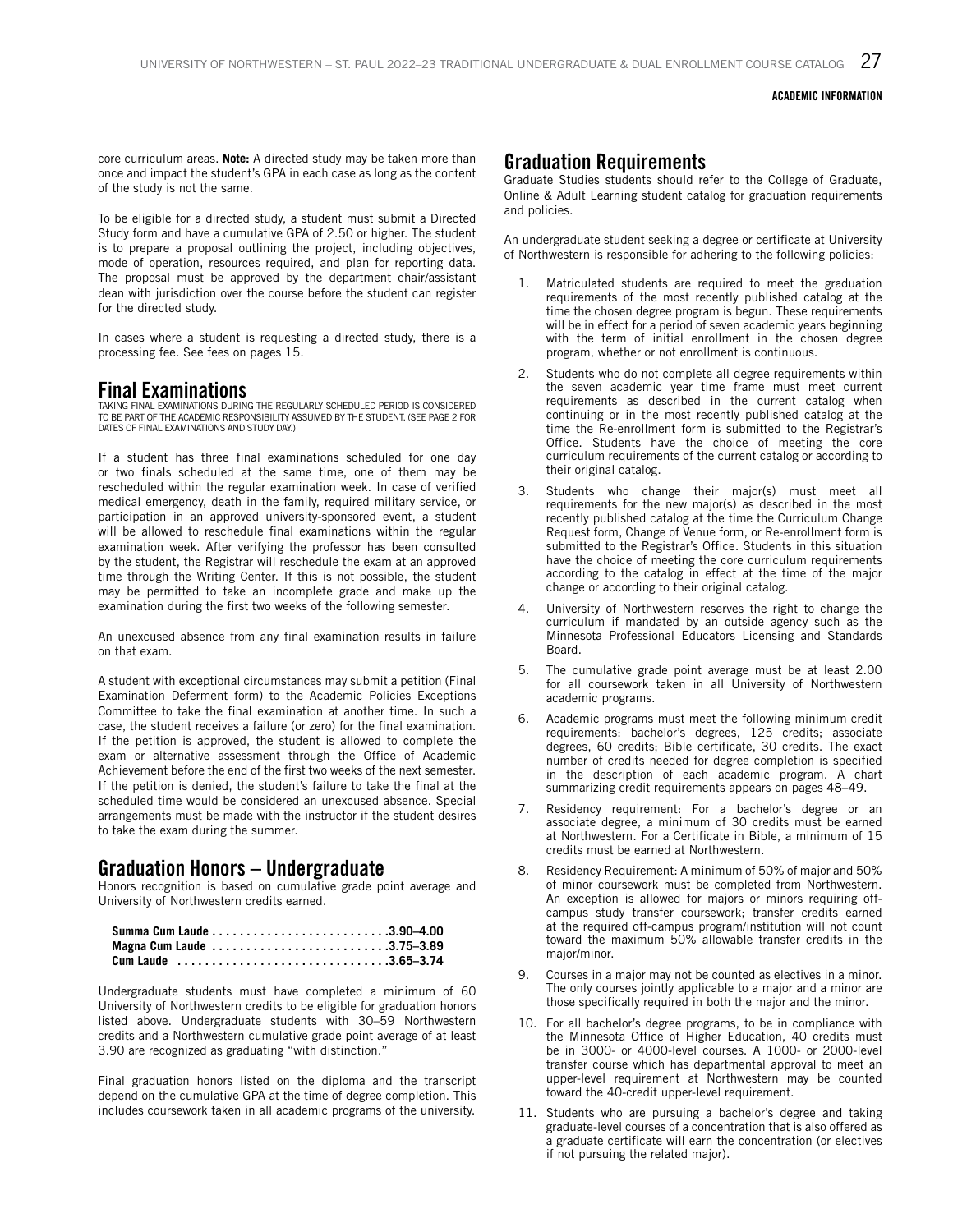core curriculum areas. **Note:** A directed study may be taken more than once and impact the student's GPA in each case as long as the content of the study is not the same.

To be eligible for a directed study, a student must submit a Directed Study form and have a cumulative GPA of 2.50 or higher. The student is to prepare a proposal outlining the project, including objectives, mode of operation, resources required, and plan for reporting data. The proposal must be approved by the department chair/assistant dean with jurisdiction over the course before the student can register for the directed study.

In cases where a student is requesting a directed study, there is a processing fee. See fees on pages 15.

## Final Examinations

TAKING FINAL EXAMINATIONS DURING THE REGULARLY SCHEDULED PERIOD IS CONSIDERED TO BE PART OF THE ACADEMIC RESPONSIBILITY ASSUMED BY THE STUDENT. (SEE PAGE 2 FOR DATES OF FINAL EXAMINATIONS AND STUDY DAY.)

If a student has three final examinations scheduled for one day or two finals scheduled at the same time, one of them may be rescheduled within the regular examination week. In case of verified medical emergency, death in the family, required military service, or participation in an approved university-sponsored event, a student will be allowed to reschedule final examinations within the regular examination week. After verifying the professor has been consulted by the student, the Registrar will reschedule the exam at an approved time through the Writing Center. If this is not possible, the student may be permitted to take an incomplete grade and make up the examination during the first two weeks of the following semester.

An unexcused absence from any final examination results in failure on that exam.

A student with exceptional circumstances may submit a petition (Final Examination Deferment form) to the Academic Policies Exceptions Committee to take the final examination at another time. In such a case, the student receives a failure (or zero) for the final examination. If the petition is approved, the student is allowed to complete the exam or alternative assessment through the Office of Academic Achievement before the end of the first two weeks of the next semester. If the petition is denied, the student's failure to take the final at the scheduled time would be considered an unexcused absence. Special arrangements must be made with the instructor if the student desires to take the exam during the summer.

## Graduation Honors – Undergraduate

Honors recognition is based on cumulative grade point average and University of Northwestern credits earned.

**Summa Cum Laude . . . . . . . . . . . . . . . . . . . . . . . . . .3.90–4.00**
**Magna Cum Laude . . . . . . . . . . . . . . . . . . . . . . . . . .3.75–3.89**
**Cum Laude . . . . . . . . . . . . . . . . . . . . . . . . . . . . . . .3.65–3.74**

Undergraduate students must have completed a minimum of 60 University of Northwestern credits to be eligible for graduation honors listed above. Undergraduate students with 30–59 Northwestern credits and a Northwestern cumulative grade point average of at least 3.90 are recognized as graduating "with distinction."

Final graduation honors listed on the diploma and the transcript depend on the cumulative GPA at the time of degree completion. This includes coursework taken in all academic programs of the university.

## Graduation Requirements

Graduate Studies students should refer to the College of Graduate, Online & Adult Learning student catalog for graduation requirements and policies.

An undergraduate student seeking a degree or certificate at University of Northwestern is responsible for adhering to the following policies:

1. Matriculated students are required to meet the graduation requirements of the most recently published catalog at the time the chosen degree program is begun. These requirements will be in effect for a period of seven academic years beginning with the term of initial enrollment in the chosen degree program, whether or not enrollment is continuous.
2. Students who do not complete all degree requirements within the seven academic year time frame must meet current requirements as described in the current catalog when continuing or in the most recently published catalog at the time the Re-enrollment form is submitted to the Registrar's Office. Students have the choice of meeting the core curriculum requirements of the current catalog or according to their original catalog.
3. Students who change their major(s) must meet all requirements for the new major(s) as described in the most recently published catalog at the time the Curriculum Change Request form, Change of Venue form, or Re-enrollment form is submitted to the Registrar's Office. Students in this situation have the choice of meeting the core curriculum requirements according to the catalog in effect at the time of the major change or according to their original catalog.
4. University of Northwestern reserves the right to change the curriculum if mandated by an outside agency such as the Minnesota Professional Educators Licensing and Standards Board.
5. The cumulative grade point average must be at least 2.00 for all coursework taken in all University of Northwestern academic programs.
6. Academic programs must meet the following minimum credit requirements: bachelor's degrees, 125 credits; associate degrees, 60 credits; Bible certificate, 30 credits. The exact number of credits needed for degree completion is specified in the description of each academic program. A chart summarizing credit requirements appears on pages 48–49.
7. Residency requirement: For a bachelor's degree or an associate degree, a minimum of 30 credits must be earned at Northwestern. For a Certificate in Bible, a minimum of 15 credits must be earned at Northwestern.
8. Residency Requirement: A minimum of 50% of major and 50% of minor coursework must be completed from Northwestern. An exception is allowed for majors or minors requiring off-campus study transfer coursework; transfer credits earned at the required off-campus program/institution will not count toward the maximum 50% allowable transfer credits in the major/minor.
9. Courses in a major may not be counted as electives in a minor. The only courses jointly applicable to a major and a minor are those specifically required in both the major and the minor.
10. For all bachelor's degree programs, to be in compliance with the Minnesota Office of Higher Education, 40 credits must be in 3000- or 4000-level courses. A 1000- or 2000-level transfer course which has departmental approval to meet an upper-level requirement at Northwestern may be counted toward the 40-credit upper-level requirement.
11. Students who are pursuing a bachelor's degree and taking graduate-level courses of a concentration that is also offered as a graduate certificate will earn the concentration (or electives if not pursuing the related major).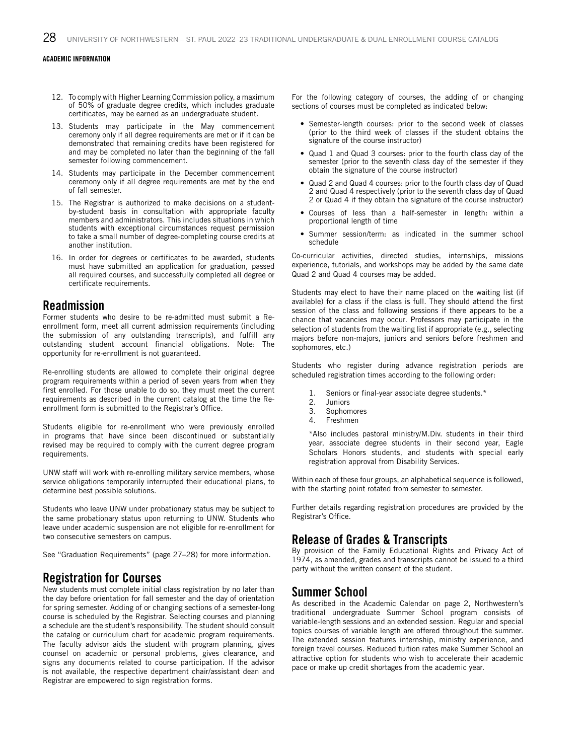12. To comply with Higher Learning Commission policy, a maximum of 50% of graduate degree credits, which includes graduate certificates, may be earned as an undergraduate student.
13. Students may participate in the May commencement ceremony only if all degree requirements are met or if it can be demonstrated that remaining credits have been registered for and may be completed no later than the beginning of the fall semester following commencement.
14. Students may participate in the December commencement ceremony only if all degree requirements are met by the end of fall semester.
15. The Registrar is authorized to make decisions on a student-by-student basis in consultation with appropriate faculty members and administrators. This includes situations in which students with exceptional circumstances request permission to take a small number of degree-completing course credits at another institution.
16. In order for degrees or certificates to be awarded, students must have submitted an application for graduation, passed all required courses, and successfully completed all degree or certificate requirements.

## Readmission

Former students who desire to be re-admitted must submit a Re-enrollment form, meet all current admission requirements (including the submission of any outstanding transcripts), and fulfill any outstanding student account financial obligations. Note: The opportunity for re-enrollment is not guaranteed.

Re-enrolling students are allowed to complete their original degree program requirements within a period of seven years from when they first enrolled. For those unable to do so, they must meet the current requirements as described in the current catalog at the time the Re-enrollment form is submitted to the Registrar's Office.

Students eligible for re-enrollment who were previously enrolled in programs that have since been discontinued or substantially revised may be required to comply with the current degree program requirements.

UNW staff will work with re-enrolling military service members, whose service obligations temporarily interrupted their educational plans, to determine best possible solutions.

Students who leave UNW under probationary status may be subject to the same probationary status upon returning to UNW. Students who leave under academic suspension are not eligible for re-enrollment for two consecutive semesters on campus.

See "Graduation Requirements" (page 27–28) for more information.

## Registration for Courses

New students must complete initial class registration by no later than the day before orientation for fall semester and the day of orientation for spring semester. Adding of or changing sections of a semester-long course is scheduled by the Registrar. Selecting courses and planning a schedule are the student's responsibility. The student should consult the catalog or curriculum chart for academic program requirements. The faculty advisor aids the student with program planning, gives counsel on academic or personal problems, gives clearance, and signs any documents related to course participation. If the advisor is not available, the respective department chair/assistant dean and Registrar are empowered to sign registration forms.

For the following category of courses, the adding of or changing sections of courses must be completed as indicated below:

- Semester-length courses: prior to the second week of classes (prior to the third week of classes if the student obtains the signature of the course instructor)
- Quad 1 and Quad 3 courses: prior to the fourth class day of the semester (prior to the seventh class day of the semester if they obtain the signature of the course instructor)
- Quad 2 and Quad 4 courses: prior to the fourth class day of Quad 2 and Quad 4 respectively (prior to the seventh class day of Quad 2 or Quad 4 if they obtain the signature of the course instructor)
- Courses of less than a half-semester in length: within a proportional length of time
- Summer session/term: as indicated in the summer school schedule

Co-curricular activities, directed studies, internships, missions experience, tutorials, and workshops may be added by the same date Quad 2 and Quad 4 courses may be added.

Students may elect to have their name placed on the waiting list (if available) for a class if the class is full. They should attend the first session of the class and following sessions if there appears to be a chance that vacancies may occur. Professors may participate in the selection of students from the waiting list if appropriate (e.g., selecting majors before non-majors, juniors and seniors before freshmen and sophomores, etc.)

Students who register during advance registration periods are scheduled registration times according to the following order:

1. Seniors or final-year associate degree students.*
2. Juniors
3. Sophomores
4. Freshmen

*Also includes pastoral ministry/M.Div. students in their third year, associate degree students in their second year, Eagle Scholars Honors students, and students with special early registration approval from Disability Services.

Within each of these four groups, an alphabetical sequence is followed, with the starting point rotated from semester to semester.

Further details regarding registration procedures are provided by the Registrar's Office.

## Release of Grades & Transcripts

By provision of the Family Educational Rights and Privacy Act of 1974, as amended, grades and transcripts cannot be issued to a third party without the written consent of the student.

## Summer School

As described in the Academic Calendar on page 2, Northwestern's traditional undergraduate Summer School program consists of variable-length sessions and an extended session. Regular and special topics courses of variable length are offered throughout the summer. The extended session features internship, ministry experience, and foreign travel courses. Reduced tuition rates make Summer School an attractive option for students who wish to accelerate their academic pace or make up credit shortages from the academic year.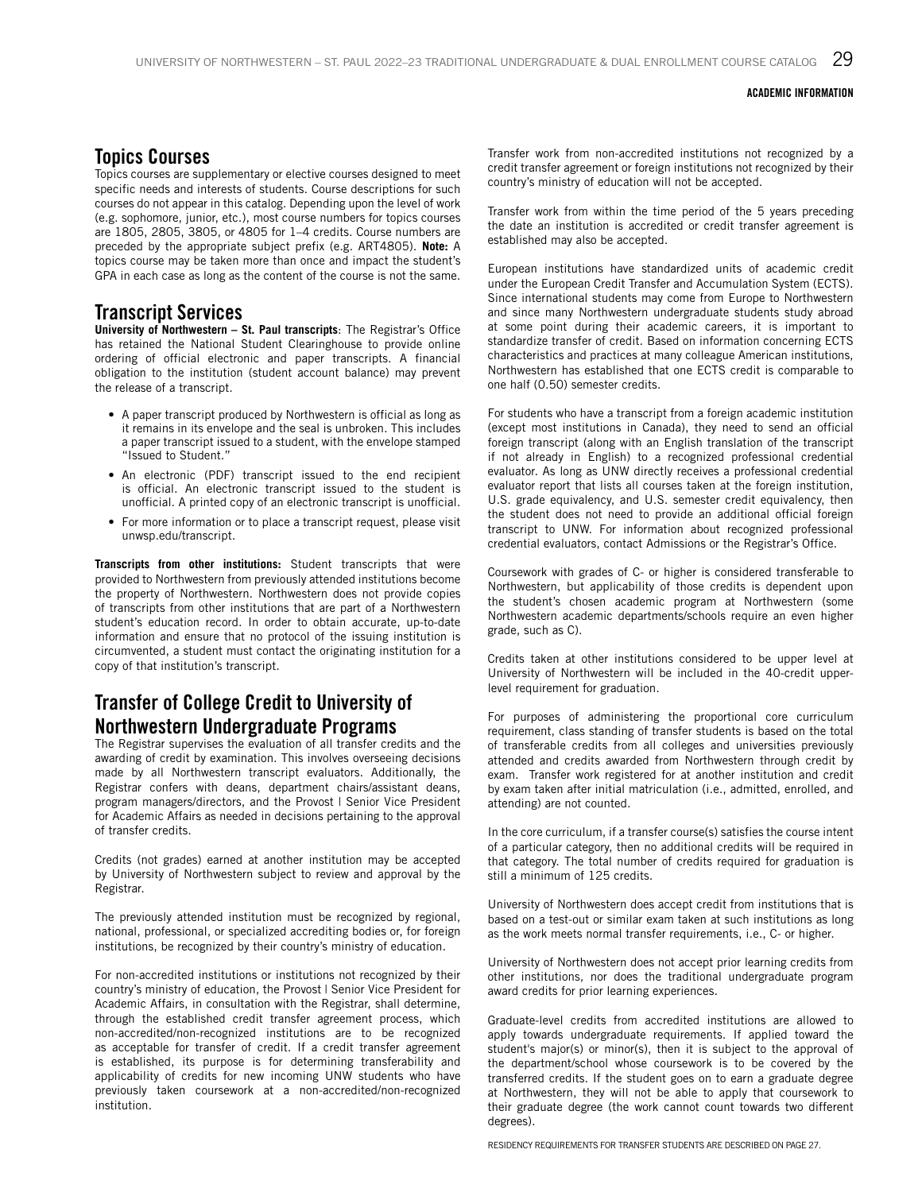## Topics Courses

Topics courses are supplementary or elective courses designed to meet specific needs and interests of students. Course descriptions for such courses do not appear in this catalog. Depending upon the level of work (e.g. sophomore, junior, etc.), most course numbers for topics courses are 1805, 2805, 3805, or 4805 for 1–4 credits. Course numbers are preceded by the appropriate subject prefix (e.g. ART4805). **Note:** A topics course may be taken more than once and impact the student's GPA in each case as long as the content of the course is not the same.

## Transcript Services

**University of Northwestern – St. Paul transcripts**: The Registrar's Office has retained the National Student Clearinghouse to provide online ordering of official electronic and paper transcripts. A financial obligation to the institution (student account balance) may prevent the release of a transcript.

- A paper transcript produced by Northwestern is official as long as it remains in its envelope and the seal is unbroken. This includes a paper transcript issued to a student, with the envelope stamped "Issued to Student."
- An electronic (PDF) transcript issued to the end recipient is official. An electronic transcript issued to the student is unofficial. A printed copy of an electronic transcript is unofficial.
- For more information or to place a transcript request, please visit unwsp.edu/transcript.

**Transcripts from other institutions:** Student transcripts that were provided to Northwestern from previously attended institutions become the property of Northwestern. Northwestern does not provide copies of transcripts from other institutions that are part of a Northwestern student's education record. In order to obtain accurate, up-to-date information and ensure that no protocol of the issuing institution is circumvented, a student must contact the originating institution for a copy of that institution's transcript.

## Transfer of College Credit to University of Northwestern Undergraduate Programs

The Registrar supervises the evaluation of all transfer credits and the awarding of credit by examination. This involves overseeing decisions made by all Northwestern transcript evaluators. Additionally, the Registrar confers with deans, department chairs/assistant deans, program managers/directors, and the Provost | Senior Vice President for Academic Affairs as needed in decisions pertaining to the approval of transfer credits.

Credits (not grades) earned at another institution may be accepted by University of Northwestern subject to review and approval by the Registrar.

The previously attended institution must be recognized by regional, national, professional, or specialized accrediting bodies or, for foreign institutions, be recognized by their country's ministry of education.

For non-accredited institutions or institutions not recognized by their country's ministry of education, the Provost | Senior Vice President for Academic Affairs, in consultation with the Registrar, shall determine, through the established credit transfer agreement process, which non-accredited/non-recognized institutions are to be recognized as acceptable for transfer of credit. If a credit transfer agreement is established, its purpose is for determining transferability and applicability of credits for new incoming UNW students who have previously taken coursework at a non-accredited/non-recognized institution.

Transfer work from non-accredited institutions not recognized by a credit transfer agreement or foreign institutions not recognized by their country's ministry of education will not be accepted.

Transfer work from within the time period of the 5 years preceding the date an institution is accredited or credit transfer agreement is established may also be accepted.

European institutions have standardized units of academic credit under the European Credit Transfer and Accumulation System (ECTS). Since international students may come from Europe to Northwestern and since many Northwestern undergraduate students study abroad at some point during their academic careers, it is important to standardize transfer of credit. Based on information concerning ECTS characteristics and practices at many colleague American institutions, Northwestern has established that one ECTS credit is comparable to one half (0.50) semester credits.

For students who have a transcript from a foreign academic institution (except most institutions in Canada), they need to send an official foreign transcript (along with an English translation of the transcript if not already in English) to a recognized professional credential evaluator. As long as UNW directly receives a professional credential evaluator report that lists all courses taken at the foreign institution, U.S. grade equivalency, and U.S. semester credit equivalency, then the student does not need to provide an additional official foreign transcript to UNW. For information about recognized professional credential evaluators, contact Admissions or the Registrar's Office.

Coursework with grades of C- or higher is considered transferable to Northwestern, but applicability of those credits is dependent upon the student's chosen academic program at Northwestern (some Northwestern academic departments/schools require an even higher grade, such as C).

Credits taken at other institutions considered to be upper level at University of Northwestern will be included in the 40-credit upper-level requirement for graduation.

For purposes of administering the proportional core curriculum requirement, class standing of transfer students is based on the total of transferable credits from all colleges and universities previously attended and credits awarded from Northwestern through credit by exam. Transfer work registered for at another institution and credit by exam taken after initial matriculation (i.e., admitted, enrolled, and attending) are not counted.

In the core curriculum, if a transfer course(s) satisfies the course intent of a particular category, then no additional credits will be required in that category. The total number of credits required for graduation is still a minimum of 125 credits.

University of Northwestern does accept credit from institutions that is based on a test-out or similar exam taken at such institutions as long as the work meets normal transfer requirements, i.e., C- or higher.

University of Northwestern does not accept prior learning credits from other institutions, nor does the traditional undergraduate program award credits for prior learning experiences.

Graduate-level credits from accredited institutions are allowed to apply towards undergraduate requirements. If applied toward the student's major(s) or minor(s), then it is subject to the approval of the department/school whose coursework is to be covered by the transferred credits. If the student goes on to earn a graduate degree at Northwestern, they will not be able to apply that coursework to their graduate degree (the work cannot count towards two different degrees).

RESIDENCY REQUIREMENTS FOR TRANSFER STUDENTS ARE DESCRIBED ON PAGE 27.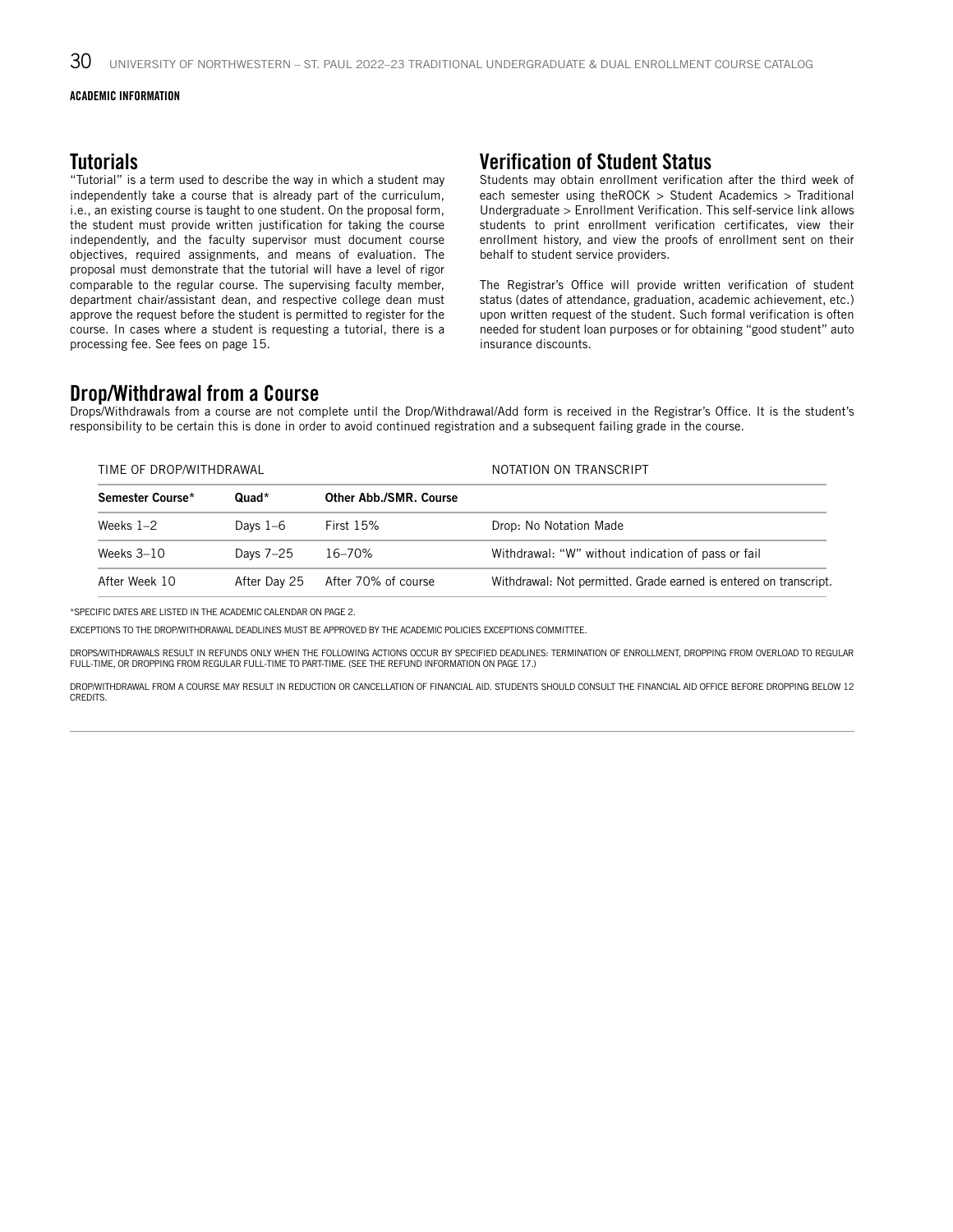ACADEMIC INFORMATION

## Tutorials

"Tutorial" is a term used to describe the way in which a student may independently take a course that is already part of the curriculum, i.e., an existing course is taught to one student. On the proposal form, the student must provide written justification for taking the course independently, and the faculty supervisor must document course objectives, required assignments, and means of evaluation. The proposal must demonstrate that the tutorial will have a level of rigor comparable to the regular course. The supervising faculty member, department chair/assistant dean, and respective college dean must approve the request before the student is permitted to register for the course. In cases where a student is requesting a tutorial, there is a processing fee. See fees on page 15.

## Verification of Student Status

Students may obtain enrollment verification after the third week of each semester using theROCK > Student Academics > Traditional Undergraduate > Enrollment Verification. This self-service link allows students to print enrollment verification certificates, view their enrollment history, and view the proofs of enrollment sent on their behalf to student service providers.

The Registrar's Office will provide written verification of student status (dates of attendance, graduation, academic achievement, etc.) upon written request of the student. Such formal verification is often needed for student loan purposes or for obtaining "good student" auto insurance discounts.

## Drop/Withdrawal from a Course

Drops/Withdrawals from a course are not complete until the Drop/Withdrawal/Add form is received in the Registrar's Office. It is the student's responsibility to be certain this is done in order to avoid continued registration and a subsequent failing grade in the course.

| TIME OF DROP/WITHDRAWAL | | | NOTATION ON TRANSCRIPT |
|---|---|---|---|
| **Semester Course*** | **Quad*** | **Other Abb./SMR. Course** | |
| Weeks 1–2 | Days 1–6 | First 15% | Drop: No Notation Made |
| Weeks 3–10 | Days 7–25 | 16–70% | Withdrawal: "W" without indication of pass or fail |
| After Week 10 | After Day 25 | After 70% of course | Withdrawal: Not permitted. Grade earned is entered on transcript. |

*SPECIFIC DATES ARE LISTED IN THE ACADEMIC CALENDAR ON PAGE 2.

EXCEPTIONS TO THE DROP/WITHDRAWAL DEADLINES MUST BE APPROVED BY THE ACADEMIC POLICIES EXCEPTIONS COMMITTEE.

DROPS/WITHDRAWALS RESULT IN REFUNDS ONLY WHEN THE FOLLOWING ACTIONS OCCUR BY SPECIFIED DEADLINES: TERMINATION OF ENROLLMENT, DROPPING FROM OVERLOAD TO REGULAR FULL-TIME, OR DROPPING FROM REGULAR FULL-TIME TO PART-TIME. (SEE THE REFUND INFORMATION ON PAGE 17.)

DROP/WITHDRAWAL FROM A COURSE MAY RESULT IN REDUCTION OR CANCELLATION OF FINANCIAL AID. STUDENTS SHOULD CONSULT THE FINANCIAL AID OFFICE BEFORE DROPPING BELOW 12 CREDITS.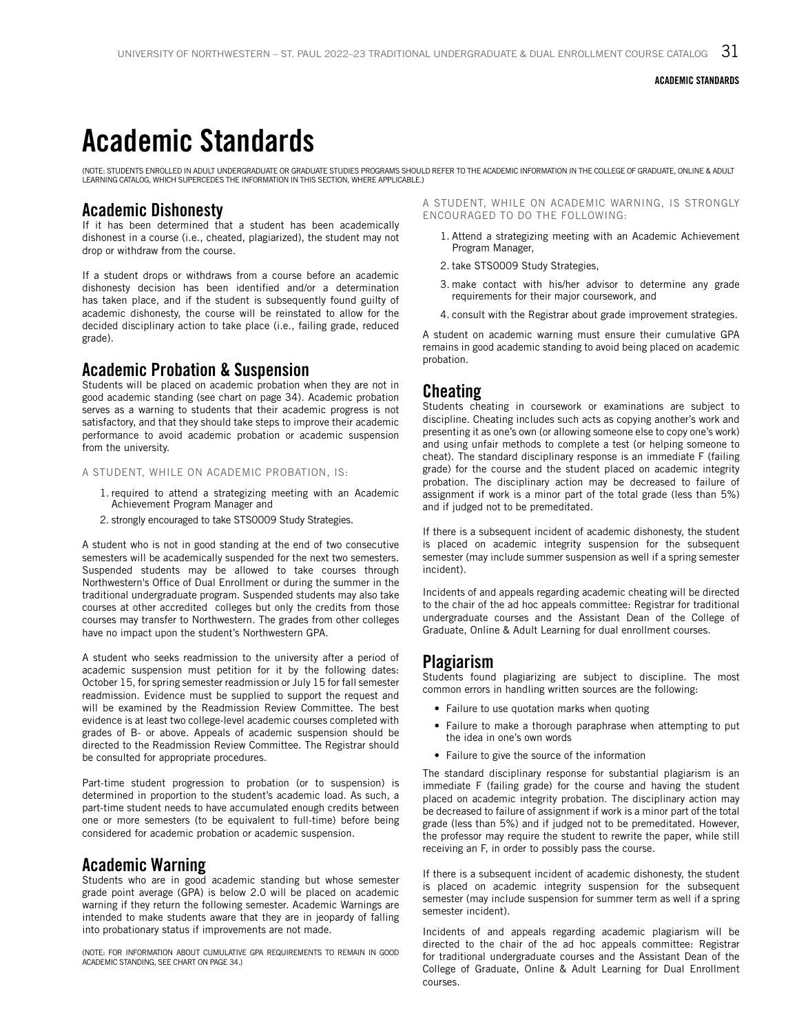# Academic Standards

(NOTE: STUDENTS ENROLLED IN ADULT UNDERGRADUATE OR GRADUATE STUDIES PROGRAMS SHOULD REFER TO THE ACADEMIC INFORMATION IN THE COLLEGE OF GRADUATE, ONLINE & ADULT LEARNING CATALOG, WHICH SUPERCEDES THE INFORMATION IN THIS SECTION, WHERE APPLICABLE.)

## Academic Dishonesty

If it has been determined that a student has been academically dishonest in a course (i.e., cheated, plagiarized), the student may not drop or withdraw from the course.

If a student drops or withdraws from a course before an academic dishonesty decision has been identified and/or a determination has taken place, and if the student is subsequently found guilty of academic dishonesty, the course will be reinstated to allow for the decided disciplinary action to take place (i.e., failing grade, reduced grade).

## Academic Probation & Suspension

Students will be placed on academic probation when they are not in good academic standing (see chart on page 34). Academic probation serves as a warning to students that their academic progress is not satisfactory, and that they should take steps to improve their academic performance to avoid academic probation or academic suspension from the university.

A STUDENT, WHILE ON ACADEMIC PROBATION, IS:

1. required to attend a strategizing meeting with an Academic Achievement Program Manager and
2. strongly encouraged to take STS0009 Study Strategies.

A student who is not in good standing at the end of two consecutive semesters will be academically suspended for the next two semesters. Suspended students may be allowed to take courses through Northwestern's Office of Dual Enrollment or during the summer in the traditional undergraduate program. Suspended students may also take courses at other accredited colleges but only the credits from those courses may transfer to Northwestern. The grades from other colleges have no impact upon the student's Northwestern GPA.

A student who seeks readmission to the university after a period of academic suspension must petition for it by the following dates: October 15, for spring semester readmission or July 15 for fall semester readmission. Evidence must be supplied to support the request and will be examined by the Readmission Review Committee. The best evidence is at least two college-level academic courses completed with grades of B- or above. Appeals of academic suspension should be directed to the Readmission Review Committee. The Registrar should be consulted for appropriate procedures.

Part-time student progression to probation (or to suspension) is determined in proportion to the student's academic load. As such, a part-time student needs to have accumulated enough credits between one or more semesters (to be equivalent to full-time) before being considered for academic probation or academic suspension.

## Academic Warning

Students who are in good academic standing but whose semester grade point average (GPA) is below 2.0 will be placed on academic warning if they return the following semester. Academic Warnings are intended to make students aware that they are in jeopardy of falling into probationary status if improvements are not made.

(NOTE: FOR INFORMATION ABOUT CUMULATIVE GPA REQUIREMENTS TO REMAIN IN GOOD ACADEMIC STANDING, SEE CHART ON PAGE 34.)

A STUDENT, WHILE ON ACADEMIC WARNING, IS STRONGLY ENCOURAGED TO DO THE FOLLOWING:

1. Attend a strategizing meeting with an Academic Achievement Program Manager,
2. take STS0009 Study Strategies,
3. make contact with his/her advisor to determine any grade requirements for their major coursework, and
4. consult with the Registrar about grade improvement strategies.

A student on academic warning must ensure their cumulative GPA remains in good academic standing to avoid being placed on academic probation.

## Cheating

Students cheating in coursework or examinations are subject to discipline. Cheating includes such acts as copying another's work and presenting it as one's own (or allowing someone else to copy one's work) and using unfair methods to complete a test (or helping someone to cheat). The standard disciplinary response is an immediate F (failing grade) for the course and the student placed on academic integrity probation. The disciplinary action may be decreased to failure of assignment if work is a minor part of the total grade (less than 5%) and if judged not to be premeditated.

If there is a subsequent incident of academic dishonesty, the student is placed on academic integrity suspension for the subsequent semester (may include summer suspension as well if a spring semester incident).

Incidents of and appeals regarding academic cheating will be directed to the chair of the ad hoc appeals committee: Registrar for traditional undergraduate courses and the Assistant Dean of the College of Graduate, Online & Adult Learning for dual enrollment courses.

## Plagiarism

Students found plagiarizing are subject to discipline. The most common errors in handling written sources are the following:

- Failure to use quotation marks when quoting
- Failure to make a thorough paraphrase when attempting to put the idea in one's own words
- Failure to give the source of the information

The standard disciplinary response for substantial plagiarism is an immediate F (failing grade) for the course and having the student placed on academic integrity probation. The disciplinary action may be decreased to failure of assignment if work is a minor part of the total grade (less than 5%) and if judged not to be premeditated. However, the professor may require the student to rewrite the paper, while still receiving an F, in order to possibly pass the course.

If there is a subsequent incident of academic dishonesty, the student is placed on academic integrity suspension for the subsequent semester (may include suspension for summer term as well if a spring semester incident).

Incidents of and appeals regarding academic plagiarism will be directed to the chair of the ad hoc appeals committee: Registrar for traditional undergraduate courses and the Assistant Dean of the College of Graduate, Online & Adult Learning for Dual Enrollment courses.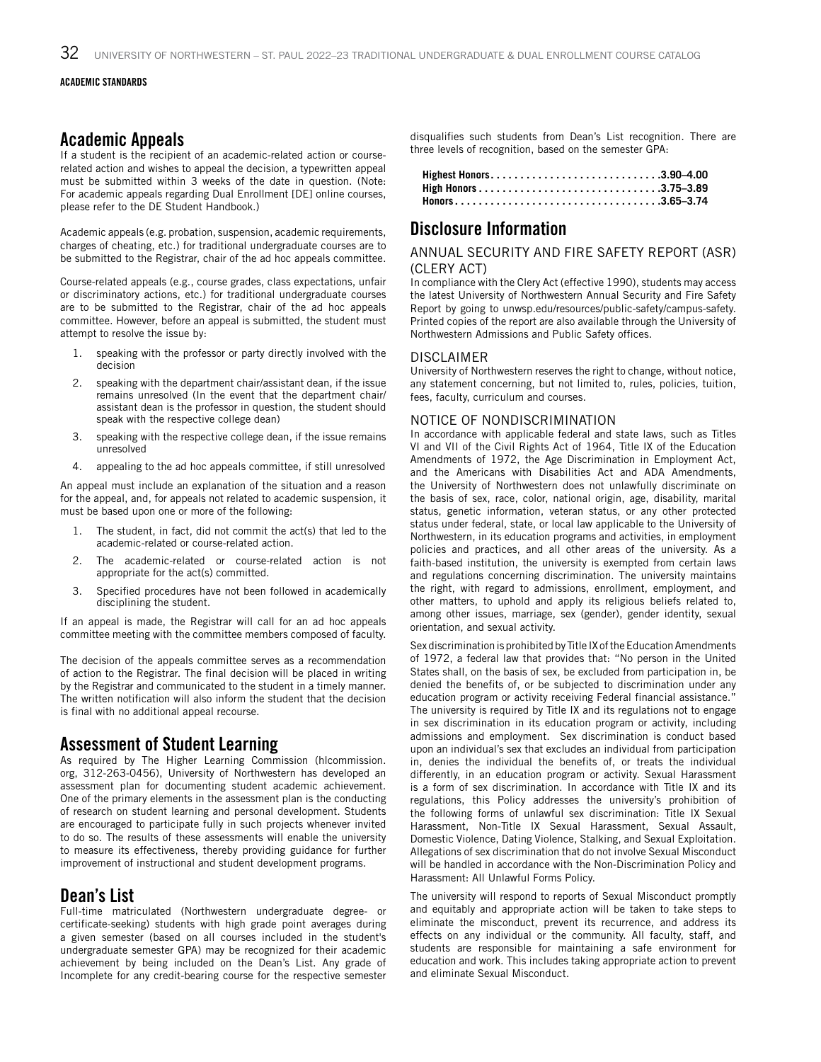## Academic Appeals

If a student is the recipient of an academic-related action or course-related action and wishes to appeal the decision, a typewritten appeal must be submitted within 3 weeks of the date in question. (Note: For academic appeals regarding Dual Enrollment [DE] online courses, please refer to the DE Student Handbook.)

Academic appeals (e.g. probation, suspension, academic requirements, charges of cheating, etc.) for traditional undergraduate courses are to be submitted to the Registrar, chair of the ad hoc appeals committee.

Course-related appeals (e.g., course grades, class expectations, unfair or discriminatory actions, etc.) for traditional undergraduate courses are to be submitted to the Registrar, chair of the ad hoc appeals committee. However, before an appeal is submitted, the student must attempt to resolve the issue by:

1. speaking with the professor or party directly involved with the decision
2. speaking with the department chair/assistant dean, if the issue remains unresolved (In the event that the department chair/assistant dean is the professor in question, the student should speak with the respective college dean)
3. speaking with the respective college dean, if the issue remains unresolved
4. appealing to the ad hoc appeals committee, if still unresolved

An appeal must include an explanation of the situation and a reason for the appeal, and, for appeals not related to academic suspension, it must be based upon one or more of the following:

1. The student, in fact, did not commit the act(s) that led to the academic-related or course-related action.
2. The academic-related or course-related action is not appropriate for the act(s) committed.
3. Specified procedures have not been followed in academically disciplining the student.

If an appeal is made, the Registrar will call for an ad hoc appeals committee meeting with the committee members composed of faculty.

The decision of the appeals committee serves as a recommendation of action to the Registrar. The final decision will be placed in writing by the Registrar and communicated to the student in a timely manner. The written notification will also inform the student that the decision is final with no additional appeal recourse.

## Assessment of Student Learning

As required by The Higher Learning Commission (hlcommission.org, 312-263-0456), University of Northwestern has developed an assessment plan for documenting student academic achievement. One of the primary elements in the assessment plan is the conducting of research on student learning and personal development. Students are encouraged to participate fully in such projects whenever invited to do so. The results of these assessments will enable the university to measure its effectiveness, thereby providing guidance for further improvement of instructional and student development programs.

## Dean's List

Full-time matriculated (Northwestern undergraduate degree- or certificate-seeking) students with high grade point averages during a given semester (based on all courses included in the student's undergraduate semester GPA) may be recognized for their academic achievement by being included on the Dean's List. Any grade of Incomplete for any credit-bearing course for the respective semester disqualifies such students from Dean's List recognition. There are three levels of recognition, based on the semester GPA:

**Highest Honors . . . . . . . . . . . . 3.90–4.00**
**High Honors . . . . . . . . . . . . 3.75–3.89**
**Honors . . . . . . . . . . . . 3.65–3.74**

## Disclosure Information

### ANNUAL SECURITY AND FIRE SAFETY REPORT (ASR) (CLERY ACT)

In compliance with the Clery Act (effective 1990), students may access the latest University of Northwestern Annual Security and Fire Safety Report by going to unwsp.edu/resources/public-safety/campus-safety. Printed copies of the report are also available through the University of Northwestern Admissions and Public Safety offices.

### DISCLAIMER

University of Northwestern reserves the right to change, without notice, any statement concerning, but not limited to, rules, policies, tuition, fees, faculty, curriculum and courses.

### NOTICE OF NONDISCRIMINATION

In accordance with applicable federal and state laws, such as Titles VI and VII of the Civil Rights Act of 1964, Title IX of the Education Amendments of 1972, the Age Discrimination in Employment Act, and the Americans with Disabilities Act and ADA Amendments, the University of Northwestern does not unlawfully discriminate on the basis of sex, race, color, national origin, age, disability, marital status, genetic information, veteran status, or any other protected status under federal, state, or local law applicable to the University of Northwestern, in its education programs and activities, in employment policies and practices, and all other areas of the university. As a faith-based institution, the university is exempted from certain laws and regulations concerning discrimination. The university maintains the right, with regard to admissions, enrollment, employment, and other matters, to uphold and apply its religious beliefs related to, among other issues, marriage, sex (gender), gender identity, sexual orientation, and sexual activity.

Sex discrimination is prohibited by Title IX of the Education Amendments of 1972, a federal law that provides that: "No person in the United States shall, on the basis of sex, be excluded from participation in, be denied the benefits of, or be subjected to discrimination under any education program or activity receiving Federal financial assistance." The university is required by Title IX and its regulations not to engage in sex discrimination in its education program or activity, including admissions and employment. Sex discrimination is conduct based upon an individual's sex that excludes an individual from participation in, denies the individual the benefits of, or treats the individual differently, in an education program or activity. Sexual Harassment is a form of sex discrimination. In accordance with Title IX and its regulations, this Policy addresses the university's prohibition of the following forms of unlawful sex discrimination: Title IX Sexual Harassment, Non-Title IX Sexual Harassment, Sexual Assault, Domestic Violence, Dating Violence, Stalking, and Sexual Exploitation. Allegations of sex discrimination that do not involve Sexual Misconduct will be handled in accordance with the Non-Discrimination Policy and Harassment: All Unlawful Forms Policy.

The university will respond to reports of Sexual Misconduct promptly and equitably and appropriate action will be taken to take steps to eliminate the misconduct, prevent its recurrence, and address its effects on any individual or the community. All faculty, staff, and students are responsible for maintaining a safe environment for education and work. This includes taking appropriate action to prevent and eliminate Sexual Misconduct.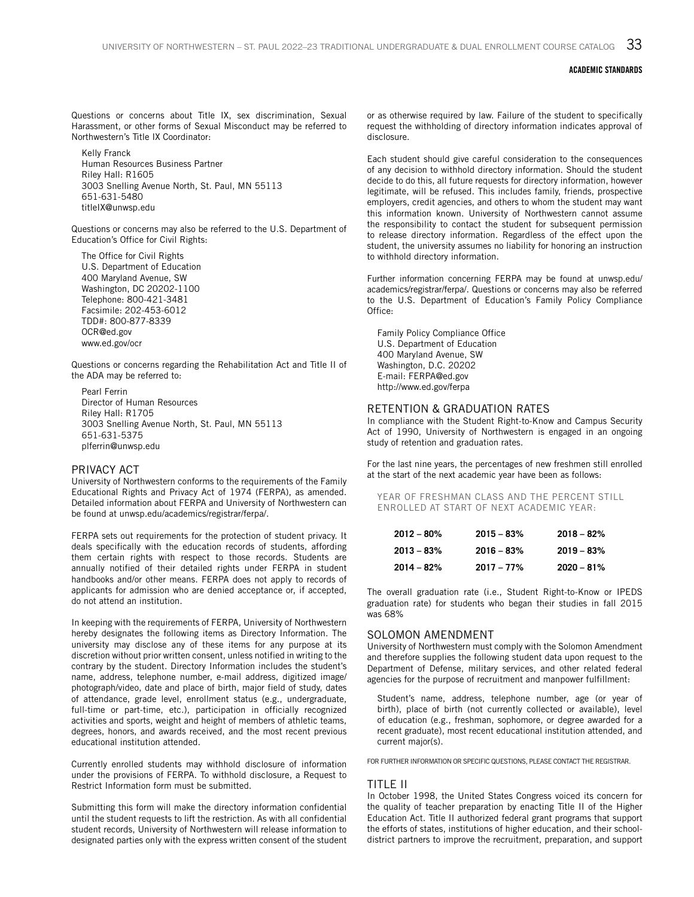Questions or concerns about Title IX, sex discrimination, Sexual Harassment, or other forms of Sexual Misconduct may be referred to Northwestern's Title IX Coordinator:

Kelly Franck
Human Resources Business Partner
Riley Hall: R1605
3003 Snelling Avenue North, St. Paul, MN 55113
651-631-5480
titleIX@unwsp.edu

Questions or concerns may also be referred to the U.S. Department of Education's Office for Civil Rights:

The Office for Civil Rights
U.S. Department of Education
400 Maryland Avenue, SW
Washington, DC 20202-1100
Telephone: 800-421-3481
Facsimile: 202-453-6012
TDD#: 800-877-8339
OCR@ed.gov
www.ed.gov/ocr

Questions or concerns regarding the Rehabilitation Act and Title II of the ADA may be referred to:

Pearl Ferrin
Director of Human Resources
Riley Hall: R1705
3003 Snelling Avenue North, St. Paul, MN 55113
651-631-5375
plferrin@unwsp.edu

## PRIVACY ACT

University of Northwestern conforms to the requirements of the Family Educational Rights and Privacy Act of 1974 (FERPA), as amended. Detailed information about FERPA and University of Northwestern can be found at unwsp.edu/academics/registrar/ferpa/.

FERPA sets out requirements for the protection of student privacy. It deals specifically with the education records of students, affording them certain rights with respect to those records. Students are annually notified of their detailed rights under FERPA in student handbooks and/or other means. FERPA does not apply to records of applicants for admission who are denied acceptance or, if accepted, do not attend an institution.

In keeping with the requirements of FERPA, University of Northwestern hereby designates the following items as Directory Information. The university may disclose any of these items for any purpose at its discretion without prior written consent, unless notified in writing to the contrary by the student. Directory Information includes the student's name, address, telephone number, e-mail address, digitized image/photograph/video, date and place of birth, major field of study, dates of attendance, grade level, enrollment status (e.g., undergraduate, full-time or part-time, etc.), participation in officially recognized activities and sports, weight and height of members of athletic teams, degrees, honors, and awards received, and the most recent previous educational institution attended.

Currently enrolled students may withhold disclosure of information under the provisions of FERPA. To withhold disclosure, a Request to Restrict Information form must be submitted.

Submitting this form will make the directory information confidential until the student requests to lift the restriction. As with all confidential student records, University of Northwestern will release information to designated parties only with the express written consent of the student or as otherwise required by law. Failure of the student to specifically request the withholding of directory information indicates approval of disclosure.

Each student should give careful consideration to the consequences of any decision to withhold directory information. Should the student decide to do this, all future requests for directory information, however legitimate, will be refused. This includes family, friends, prospective employers, credit agencies, and others to whom the student may want this information known. University of Northwestern cannot assume the responsibility to contact the student for subsequent permission to release directory information. Regardless of the effect upon the student, the university assumes no liability for honoring an instruction to withhold directory information.

Further information concerning FERPA may be found at unwsp.edu/academics/registrar/ferpa/. Questions or concerns may also be referred to the U.S. Department of Education's Family Policy Compliance Office:

Family Policy Compliance Office
U.S. Department of Education
400 Maryland Avenue, SW
Washington, D.C. 20202
E-mail: FERPA@ed.gov
http://www.ed.gov/ferpa

## RETENTION & GRADUATION RATES

In compliance with the Student Right-to-Know and Campus Security Act of 1990, University of Northwestern is engaged in an ongoing study of retention and graduation rates.

For the last nine years, the percentages of new freshmen still enrolled at the start of the next academic year have been as follows:

YEAR OF FRESHMAN CLASS AND THE PERCENT STILL ENROLLED AT START OF NEXT ACADEMIC YEAR:

| | | |
|---|---|---|
| **2012 – 80%** | **2015 – 83%** | **2018 – 82%** |
| **2013 – 83%** | **2016 – 83%** | **2019 – 83%** |
| **2014 – 82%** | **2017 – 77%** | **2020 – 81%** |

The overall graduation rate (i.e., Student Right-to-Know or IPEDS graduation rate) for students who began their studies in fall 2015 was 68%

## SOLOMON AMENDMENT

University of Northwestern must comply with the Solomon Amendment and therefore supplies the following student data upon request to the Department of Defense, military services, and other related federal agencies for the purpose of recruitment and manpower fulfillment:

Student's name, address, telephone number, age (or year of birth), place of birth (not currently collected or available), level of education (e.g., freshman, sophomore, or degree awarded for a recent graduate), most recent educational institution attended, and current major(s).

FOR FURTHER INFORMATION OR SPECIFIC QUESTIONS, PLEASE CONTACT THE REGISTRAR.

## TITLE II

In October 1998, the United States Congress voiced its concern for the quality of teacher preparation by enacting Title II of the Higher Education Act. Title II authorized federal grant programs that support the efforts of states, institutions of higher education, and their school-district partners to improve the recruitment, preparation, and support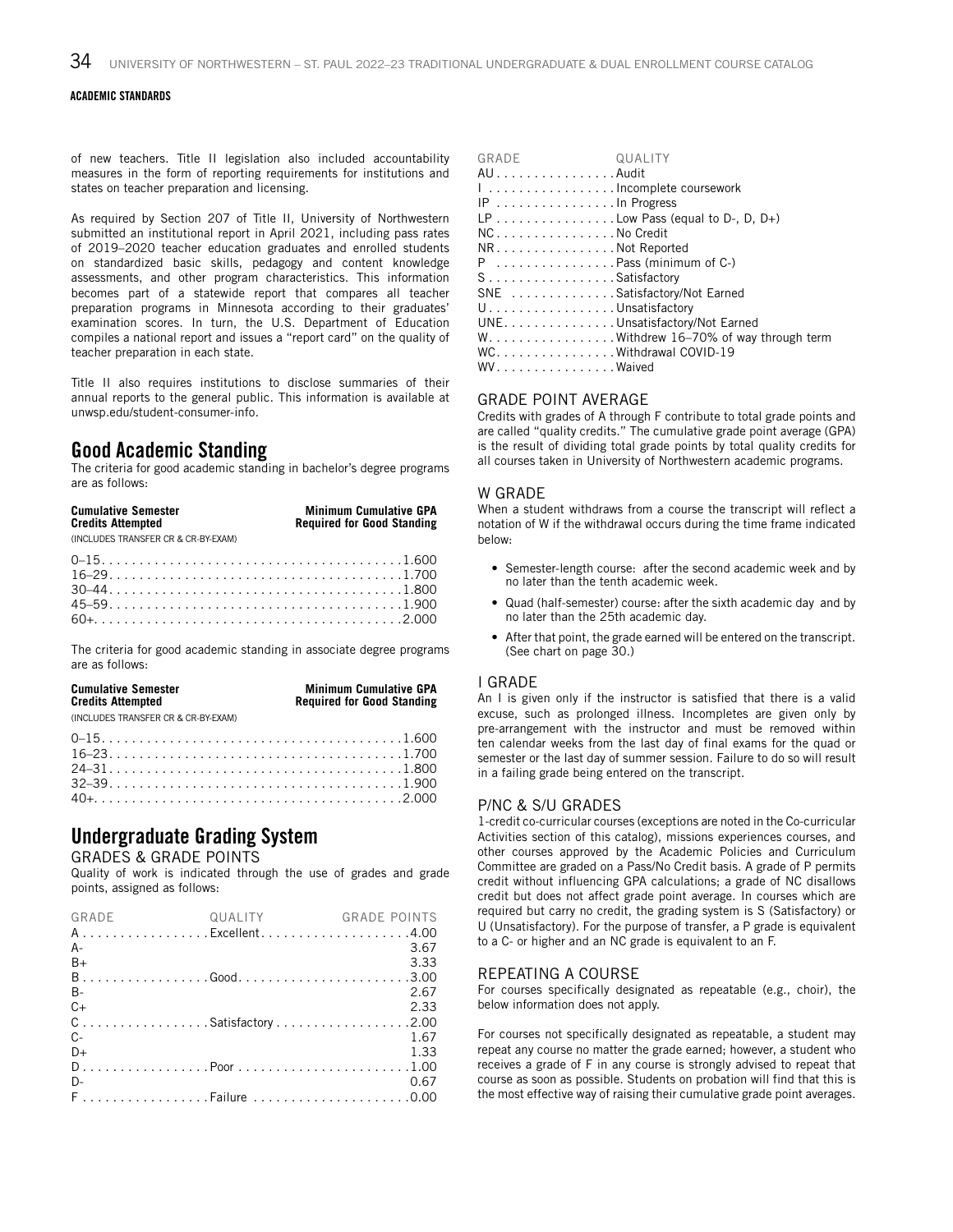of new teachers. Title II legislation also included accountability measures in the form of reporting requirements for institutions and states on teacher preparation and licensing.

As required by Section 207 of Title II, University of Northwestern submitted an institutional report in April 2021, including pass rates of 2019–2020 teacher education graduates and enrolled students on standardized basic skills, pedagogy and content knowledge assessments, and other program characteristics. This information becomes part of a statewide report that compares all teacher preparation programs in Minnesota according to their graduates' examination scores. In turn, the U.S. Department of Education compiles a national report and issues a "report card" on the quality of teacher preparation in each state.

Title II also requires institutions to disclose summaries of their annual reports to the general public. This information is available at unwsp.edu/student-consumer-info.

## Good Academic Standing

The criteria for good academic standing in bachelor's degree programs are as follows:

| Cumulative Semester Credits Attempted (INCLUDES TRANSFER CR & CR-BY-EXAM) | Minimum Cumulative GPA Required for Good Standing |
|---|---|
| 0–15 | 1.600 |
| 16–29 | 1.700 |
| 30–44 | 1.800 |
| 45–59 | 1.900 |
| 60+ | 2.000 |

The criteria for good academic standing in associate degree programs are as follows:

| Cumulative Semester Credits Attempted (INCLUDES TRANSFER CR & CR-BY-EXAM) | Minimum Cumulative GPA Required for Good Standing |
|---|---|
| 0–15 | 1.600 |
| 16–23 | 1.700 |
| 24–31 | 1.800 |
| 32–39 | 1.900 |
| 40+ | 2.000 |

## Undergraduate Grading System

### GRADES & GRADE POINTS

Quality of work is indicated through the use of grades and grade points, assigned as follows:

| GRADE | QUALITY | GRADE POINTS |
|---|---|---|
| A | Excellent | 4.00 |
| A- | | 3.67 |
| B+ | | 3.33 |
| B | Good | 3.00 |
| B- | | 2.67 |
| C+ | | 2.33 |
| C | Satisfactory | 2.00 |
| C- | | 1.67 |
| D+ | | 1.33 |
| D | Poor | 1.00 |
| D- | | 0.67 |
| F | Failure | 0.00 |

| GRADE | QUALITY |
|---|---|
| AU | Audit |
| I | Incomplete coursework |
| IP | In Progress |
| LP | Low Pass (equal to D-, D, D+) |
| NC | No Credit |
| NR | Not Reported |
| P | Pass (minimum of C-) |
| S | Satisfactory |
| SNE | Satisfactory/Not Earned |
| U | Unsatisfactory |
| UNE | Unsatisfactory/Not Earned |
| W | Withdrew 16–70% of way through term |
| WC | Withdrawal COVID-19 |
| WV | Waived |

### GRADE POINT AVERAGE

Credits with grades of A through F contribute to total grade points and are called "quality credits." The cumulative grade point average (GPA) is the result of dividing total grade points by total quality credits for all courses taken in University of Northwestern academic programs.

### W GRADE

When a student withdraws from a course the transcript will reflect a notation of W if the withdrawal occurs during the time frame indicated below:

- Semester-length course: after the second academic week and by no later than the tenth academic week.
- Quad (half-semester) course: after the sixth academic day and by no later than the 25th academic day.
- After that point, the grade earned will be entered on the transcript. (See chart on page 30.)

### I GRADE

An I is given only if the instructor is satisfied that there is a valid excuse, such as prolonged illness. Incompletes are given only by pre-arrangement with the instructor and must be removed within ten calendar weeks from the last day of final exams for the quad or semester or the last day of summer session. Failure to do so will result in a failing grade being entered on the transcript.

### P/NC & S/U GRADES

1-credit co-curricular courses (exceptions are noted in the Co-curricular Activities section of this catalog), missions experiences courses, and other courses approved by the Academic Policies and Curriculum Committee are graded on a Pass/No Credit basis. A grade of P permits credit without influencing GPA calculations; a grade of NC disallows credit but does not affect grade point average. In courses which are required but carry no credit, the grading system is S (Satisfactory) or U (Unsatisfactory). For the purpose of transfer, a P grade is equivalent to a C- or higher and an NC grade is equivalent to an F.

### REPEATING A COURSE

For courses specifically designated as repeatable (e.g., choir), the below information does not apply.

For courses not specifically designated as repeatable, a student may repeat any course no matter the grade earned; however, a student who receives a grade of F in any course is strongly advised to repeat that course as soon as possible. Students on probation will find that this is the most effective way of raising their cumulative grade point averages.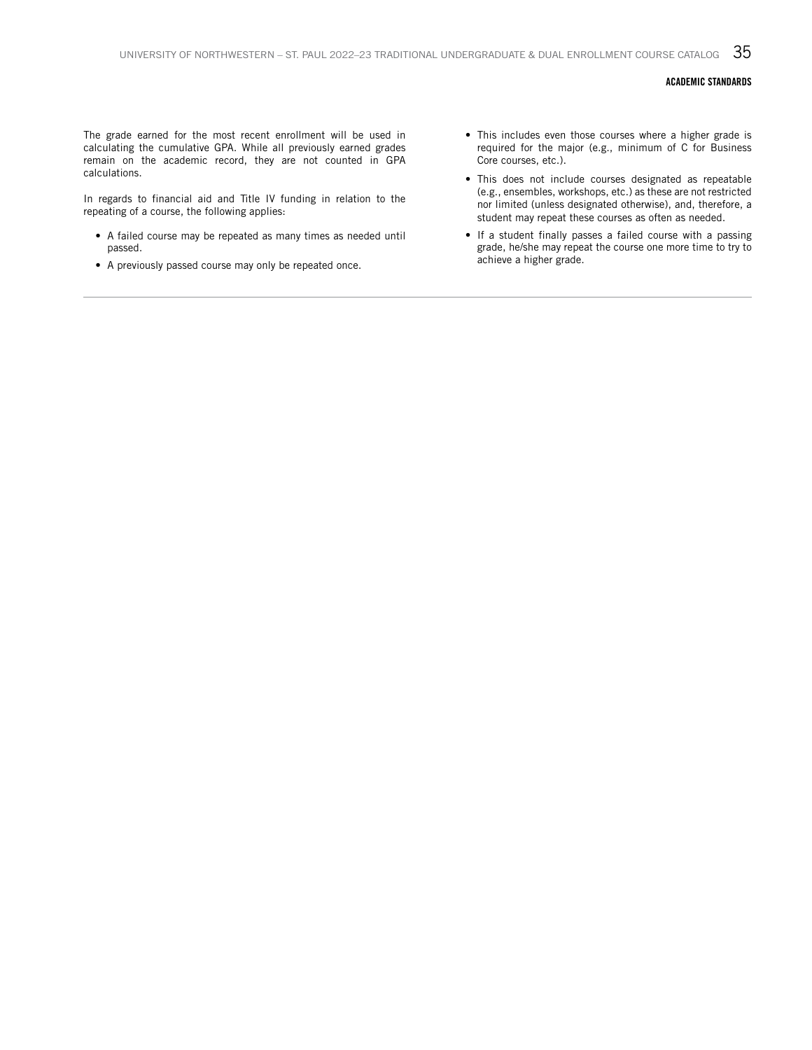The grade earned for the most recent enrollment will be used in calculating the cumulative GPA. While all previously earned grades remain on the academic record, they are not counted in GPA calculations.

In regards to financial aid and Title IV funding in relation to the repeating of a course, the following applies:

- A failed course may be repeated as many times as needed until passed.
- A previously passed course may only be repeated once.
- This includes even those courses where a higher grade is required for the major (e.g., minimum of C for Business Core courses, etc.).
- This does not include courses designated as repeatable (e.g., ensembles, workshops, etc.) as these are not restricted nor limited (unless designated otherwise), and, therefore, a student may repeat these courses as often as needed.
- If a student finally passes a failed course with a passing grade, he/she may repeat the course one more time to try to achieve a higher grade.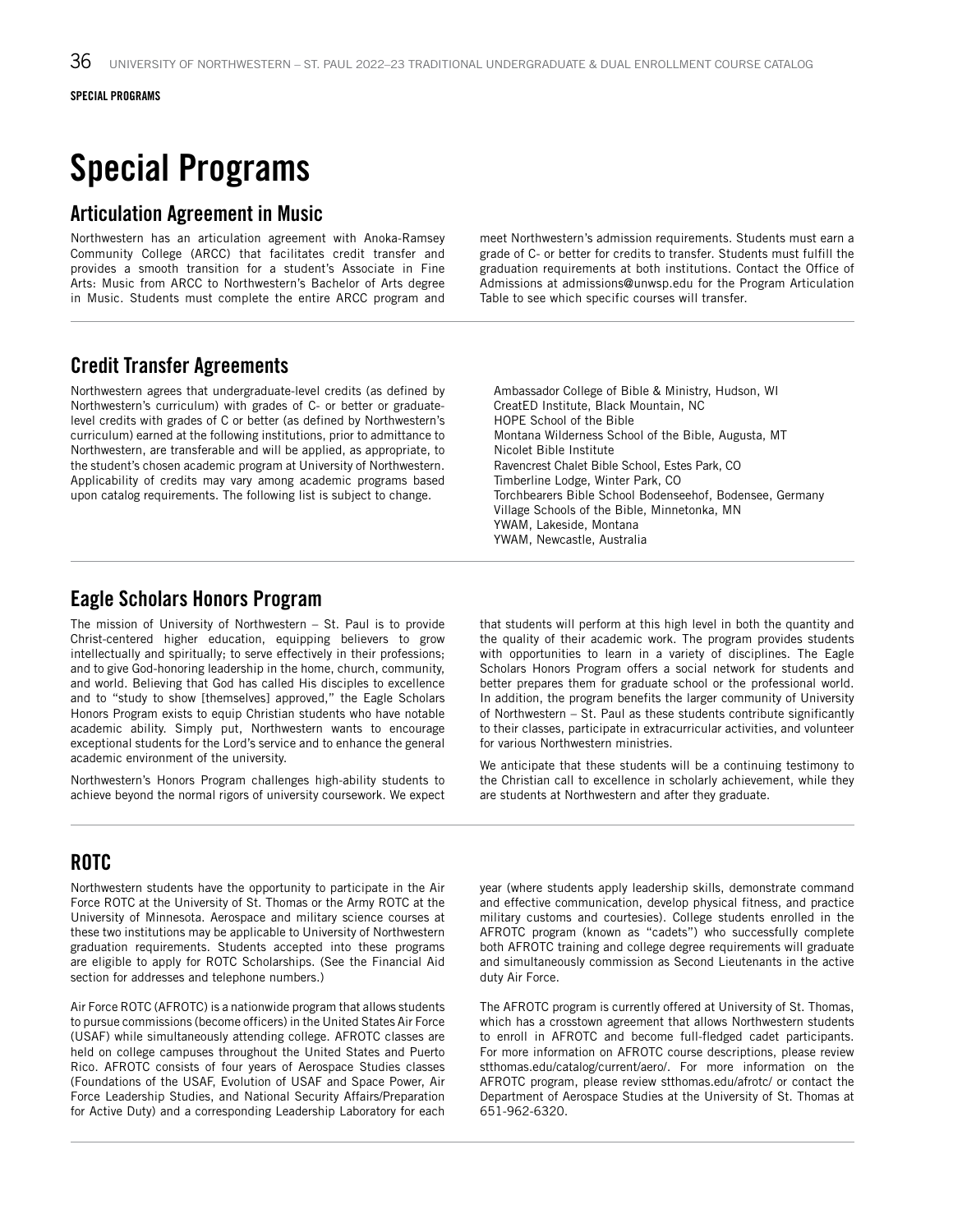# Special Programs

## Articulation Agreement in Music

Northwestern has an articulation agreement with Anoka-Ramsey Community College (ARCC) that facilitates credit transfer and provides a smooth transition for a student's Associate in Fine Arts: Music from ARCC to Northwestern's Bachelor of Arts degree in Music. Students must complete the entire ARCC program and meet Northwestern's admission requirements. Students must earn a grade of C- or better for credits to transfer. Students must fulfill the graduation requirements at both institutions. Contact the Office of Admissions at admissions@unwsp.edu for the Program Articulation Table to see which specific courses will transfer.

## Credit Transfer Agreements

Northwestern agrees that undergraduate-level credits (as defined by Northwestern's curriculum) with grades of C- or better or graduate-level credits with grades of C or better (as defined by Northwestern's curriculum) earned at the following institutions, prior to admittance to Northwestern, are transferable and will be applied, as appropriate, to the student's chosen academic program at University of Northwestern. Applicability of credits may vary among academic programs based upon catalog requirements. The following list is subject to change.

- Ambassador College of Bible & Ministry, Hudson, WI
- CreatED Institute, Black Mountain, NC
- HOPE School of the Bible
- Montana Wilderness School of the Bible, Augusta, MT
- Nicolet Bible Institute
- Ravencrest Chalet Bible School, Estes Park, CO
- Timberline Lodge, Winter Park, CO
- Torchbearers Bible School Bodenseehof, Bodensee, Germany
- Village Schools of the Bible, Minnetonka, MN
- YWAM, Lakeside, Montana
- YWAM, Newcastle, Australia

## Eagle Scholars Honors Program

The mission of University of Northwestern – St. Paul is to provide Christ-centered higher education, equipping believers to grow intellectually and spiritually; to serve effectively in their professions; and to give God-honoring leadership in the home, church, community, and world. Believing that God has called His disciples to excellence and to "study to show [themselves] approved," the Eagle Scholars Honors Program exists to equip Christian students who have notable academic ability. Simply put, Northwestern wants to encourage exceptional students for the Lord's service and to enhance the general academic environment of the university.

Northwestern's Honors Program challenges high-ability students to achieve beyond the normal rigors of university coursework. We expect that students will perform at this high level in both the quantity and the quality of their academic work. The program provides students with opportunities to learn in a variety of disciplines. The Eagle Scholars Honors Program offers a social network for students and better prepares them for graduate school or the professional world. In addition, the program benefits the larger community of University of Northwestern – St. Paul as these students contribute significantly to their classes, participate in extracurricular activities, and volunteer for various Northwestern ministries.

We anticipate that these students will be a continuing testimony to the Christian call to excellence in scholarly achievement, while they are students at Northwestern and after they graduate.

## ROTC

Northwestern students have the opportunity to participate in the Air Force ROTC at the University of St. Thomas or the Army ROTC at the University of Minnesota. Aerospace and military science courses at these two institutions may be applicable to University of Northwestern graduation requirements. Students accepted into these programs are eligible to apply for ROTC Scholarships. (See the Financial Aid section for addresses and telephone numbers.)

Air Force ROTC (AFROTC) is a nationwide program that allows students to pursue commissions (become officers) in the United States Air Force (USAF) while simultaneously attending college. AFROTC classes are held on college campuses throughout the United States and Puerto Rico. AFROTC consists of four years of Aerospace Studies classes (Foundations of the USAF, Evolution of USAF and Space Power, Air Force Leadership Studies, and National Security Affairs/Preparation for Active Duty) and a corresponding Leadership Laboratory for each year (where students apply leadership skills, demonstrate command and effective communication, develop physical fitness, and practice military customs and courtesies). College students enrolled in the AFROTC program (known as "cadets") who successfully complete both AFROTC training and college degree requirements will graduate and simultaneously commission as Second Lieutenants in the active duty Air Force.

The AFROTC program is currently offered at University of St. Thomas, which has a crosstown agreement that allows Northwestern students to enroll in AFROTC and become full-fledged cadet participants. For more information on AFROTC course descriptions, please review stthomas.edu/catalog/current/aero/. For more information on the AFROTC program, please review stthomas.edu/afrotc/ or contact the Department of Aerospace Studies at the University of St. Thomas at 651-962-6320.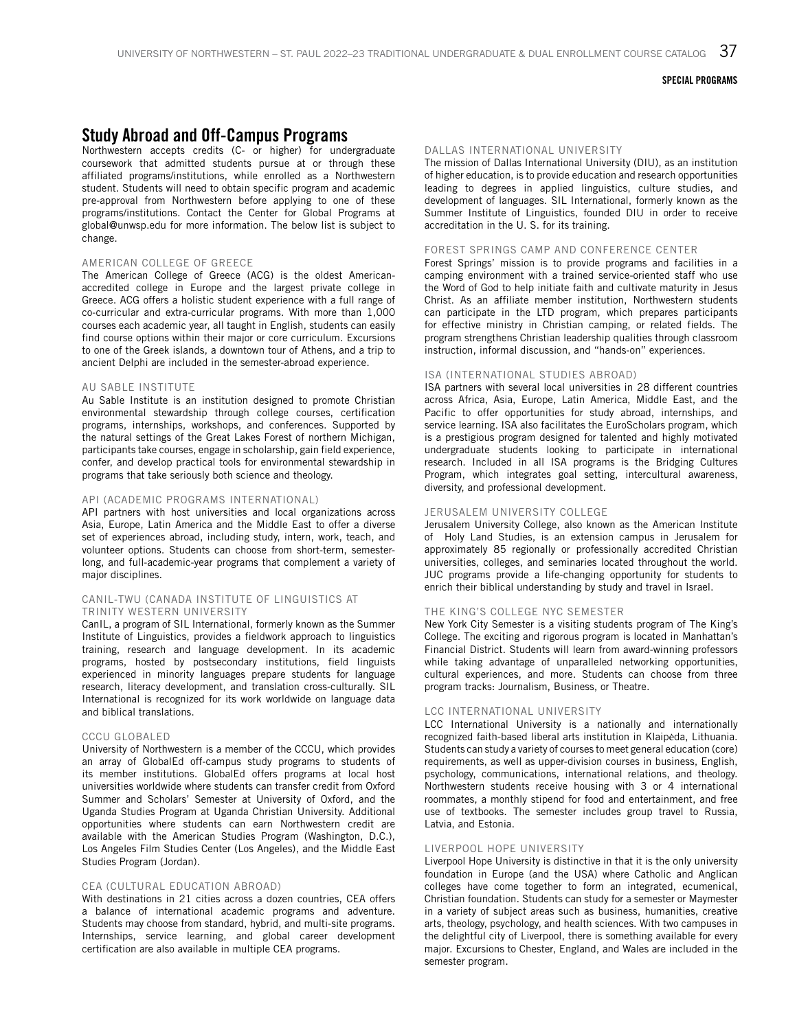## Study Abroad and Off-Campus Programs

Northwestern accepts credits (C- or higher) for undergraduate coursework that admitted students pursue at or through these affiliated programs/institutions, while enrolled as a Northwestern student. Students will need to obtain specific program and academic pre-approval from Northwestern before applying to one of these programs/institutions. Contact the Center for Global Programs at global@unwsp.edu for more information. The below list is subject to change.

### AMERICAN COLLEGE OF GREECE

The American College of Greece (ACG) is the oldest American-accredited college in Europe and the largest private college in Greece. ACG offers a holistic student experience with a full range of co-curricular and extra-curricular programs. With more than 1,000 courses each academic year, all taught in English, students can easily find course options within their major or core curriculum. Excursions to one of the Greek islands, a downtown tour of Athens, and a trip to ancient Delphi are included in the semester-abroad experience.

### AU SABLE INSTITUTE

Au Sable Institute is an institution designed to promote Christian environmental stewardship through college courses, certification programs, internships, workshops, and conferences. Supported by the natural settings of the Great Lakes Forest of northern Michigan, participants take courses, engage in scholarship, gain field experience, confer, and develop practical tools for environmental stewardship in programs that take seriously both science and theology.

### API (ACADEMIC PROGRAMS INTERNATIONAL)

API partners with host universities and local organizations across Asia, Europe, Latin America and the Middle East to offer a diverse set of experiences abroad, including study, intern, work, teach, and volunteer options. Students can choose from short-term, semester-long, and full-academic-year programs that complement a variety of major disciplines.

### CANIL-TWU (CANADA INSTITUTE OF LINGUISTICS AT TRINITY WESTERN UNIVERSITY

CanIL, a program of SIL International, formerly known as the Summer Institute of Linguistics, provides a fieldwork approach to linguistics training, research and language development. In its academic programs, hosted by postsecondary institutions, field linguists experienced in minority languages prepare students for language research, literacy development, and translation cross-culturally. SIL International is recognized for its work worldwide on language data and biblical translations.

### CCCU GLOBALED

University of Northwestern is a member of the CCCU, which provides an array of GlobalEd off-campus study programs to students of its member institutions. GlobalEd offers programs at local host universities worldwide where students can transfer credit from Oxford Summer and Scholars' Semester at University of Oxford, and the Uganda Studies Program at Uganda Christian University. Additional opportunities where students can earn Northwestern credit are available with the American Studies Program (Washington, D.C.), Los Angeles Film Studies Center (Los Angeles), and the Middle East Studies Program (Jordan).

### CEA (CULTURAL EDUCATION ABROAD)

With destinations in 21 cities across a dozen countries, CEA offers a balance of international academic programs and adventure. Students may choose from standard, hybrid, and multi-site programs. Internships, service learning, and global career development certification are also available in multiple CEA programs.

### DALLAS INTERNATIONAL UNIVERSITY

The mission of Dallas International University (DIU), as an institution of higher education, is to provide education and research opportunities leading to degrees in applied linguistics, culture studies, and development of languages. SIL International, formerly known as the Summer Institute of Linguistics, founded DIU in order to receive accreditation in the U. S. for its training.

### FOREST SPRINGS CAMP AND CONFERENCE CENTER

Forest Springs' mission is to provide programs and facilities in a camping environment with a trained service-oriented staff who use the Word of God to help initiate faith and cultivate maturity in Jesus Christ. As an affiliate member institution, Northwestern students can participate in the LTD program, which prepares participants for effective ministry in Christian camping, or related fields. The program strengthens Christian leadership qualities through classroom instruction, informal discussion, and "hands-on" experiences.

### ISA (INTERNATIONAL STUDIES ABROAD)

ISA partners with several local universities in 28 different countries across Africa, Asia, Europe, Latin America, Middle East, and the Pacific to offer opportunities for study abroad, internships, and service learning. ISA also facilitates the EuroScholars program, which is a prestigious program designed for talented and highly motivated undergraduate students looking to participate in international research. Included in all ISA programs is the Bridging Cultures Program, which integrates goal setting, intercultural awareness, diversity, and professional development.

### JERUSALEM UNIVERSITY COLLEGE

Jerusalem University College, also known as the American Institute of Holy Land Studies, is an extension campus in Jerusalem for approximately 85 regionally or professionally accredited Christian universities, colleges, and seminaries located throughout the world. JUC programs provide a life-changing opportunity for students to enrich their biblical understanding by study and travel in Israel.

### THE KING'S COLLEGE NYC SEMESTER

New York City Semester is a visiting students program of The King's College. The exciting and rigorous program is located in Manhattan's Financial District. Students will learn from award-winning professors while taking advantage of unparalleled networking opportunities, cultural experiences, and more. Students can choose from three program tracks: Journalism, Business, or Theatre.

### LCC INTERNATIONAL UNIVERSITY

LCC International University is a nationally and internationally recognized faith-based liberal arts institution in Klaipėda, Lithuania. Students can study a variety of courses to meet general education (core) requirements, as well as upper-division courses in business, English, psychology, communications, international relations, and theology. Northwestern students receive housing with 3 or 4 international roommates, a monthly stipend for food and entertainment, and free use of textbooks. The semester includes group travel to Russia, Latvia, and Estonia.

### LIVERPOOL HOPE UNIVERSITY

Liverpool Hope University is distinctive in that it is the only university foundation in Europe (and the USA) where Catholic and Anglican colleges have come together to form an integrated, ecumenical, Christian foundation. Students can study for a semester or Maymester in a variety of subject areas such as business, humanities, creative arts, theology, psychology, and health sciences. With two campuses in the delightful city of Liverpool, there is something available for every major. Excursions to Chester, England, and Wales are included in the semester program.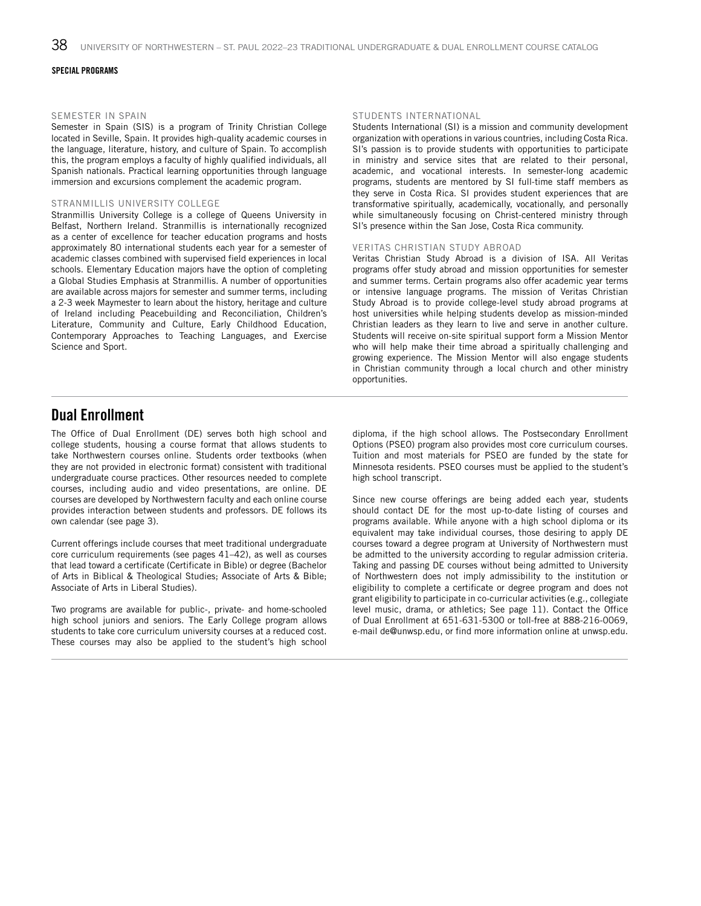## SPECIAL PROGRAMS

### SEMESTER IN SPAIN

Semester in Spain (SIS) is a program of Trinity Christian College located in Seville, Spain. It provides high-quality academic courses in the language, literature, history, and culture of Spain. To accomplish this, the program employs a faculty of highly qualified individuals, all Spanish nationals. Practical learning opportunities through language immersion and excursions complement the academic program.

### STRANMILLIS UNIVERSITY COLLEGE

Stranmillis University College is a college of Queens University in Belfast, Northern Ireland. Stranmillis is internationally recognized as a center of excellence for teacher education programs and hosts approximately 80 international students each year for a semester of academic classes combined with supervised field experiences in local schools. Elementary Education majors have the option of completing a Global Studies Emphasis at Stranmillis. A number of opportunities are available across majors for semester and summer terms, including a 2-3 week Maymester to learn about the history, heritage and culture of Ireland including Peacebuilding and Reconciliation, Children's Literature, Community and Culture, Early Childhood Education, Contemporary Approaches to Teaching Languages, and Exercise Science and Sport.

### STUDENTS INTERNATIONAL

Students International (SI) is a mission and community development organization with operations in various countries, including Costa Rica. SI's passion is to provide students with opportunities to participate in ministry and service sites that are related to their personal, academic, and vocational interests. In semester-long academic programs, students are mentored by SI full-time staff members as they serve in Costa Rica. SI provides student experiences that are transformative spiritually, academically, vocationally, and personally while simultaneously focusing on Christ-centered ministry through SI's presence within the San Jose, Costa Rica community.

### VERITAS CHRISTIAN STUDY ABROAD

Veritas Christian Study Abroad is a division of ISA. All Veritas programs offer study abroad and mission opportunities for semester and summer terms. Certain programs also offer academic year terms or intensive language programs. The mission of Veritas Christian Study Abroad is to provide college-level study abroad programs at host universities while helping students develop as mission-minded Christian leaders as they learn to live and serve in another culture. Students will receive on-site spiritual support form a Mission Mentor who will help make their time abroad a spiritually challenging and growing experience. The Mission Mentor will also engage students in Christian community through a local church and other ministry opportunities.

## Dual Enrollment

The Office of Dual Enrollment (DE) serves both high school and college students, housing a course format that allows students to take Northwestern courses online. Students order textbooks (when they are not provided in electronic format) consistent with traditional undergraduate course practices. Other resources needed to complete courses, including audio and video presentations, are online. DE courses are developed by Northwestern faculty and each online course provides interaction between students and professors. DE follows its own calendar (see page 3).

Current offerings include courses that meet traditional undergraduate core curriculum requirements (see pages 41–42), as well as courses that lead toward a certificate (Certificate in Bible) or degree (Bachelor of Arts in Biblical & Theological Studies; Associate of Arts & Bible; Associate of Arts in Liberal Studies).

Two programs are available for public-, private- and home-schooled high school juniors and seniors. The Early College program allows students to take core curriculum university courses at a reduced cost. These courses may also be applied to the student's high school diploma, if the high school allows. The Postsecondary Enrollment Options (PSEO) program also provides most core curriculum courses. Tuition and most materials for PSEO are funded by the state for Minnesota residents. PSEO courses must be applied to the student's high school transcript.

Since new course offerings are being added each year, students should contact DE for the most up-to-date listing of courses and programs available. While anyone with a high school diploma or its equivalent may take individual courses, those desiring to apply DE courses toward a degree program at University of Northwestern must be admitted to the university according to regular admission criteria. Taking and passing DE courses without being admitted to University of Northwestern does not imply admissibility to the institution or eligibility to complete a certificate or degree program and does not grant eligibility to participate in co-curricular activities (e.g., collegiate level music, drama, or athletics; See page 11). Contact the Office of Dual Enrollment at 651-631-5300 or toll-free at 888-216-0069, e-mail de@unwsp.edu, or find more information online at unwsp.edu.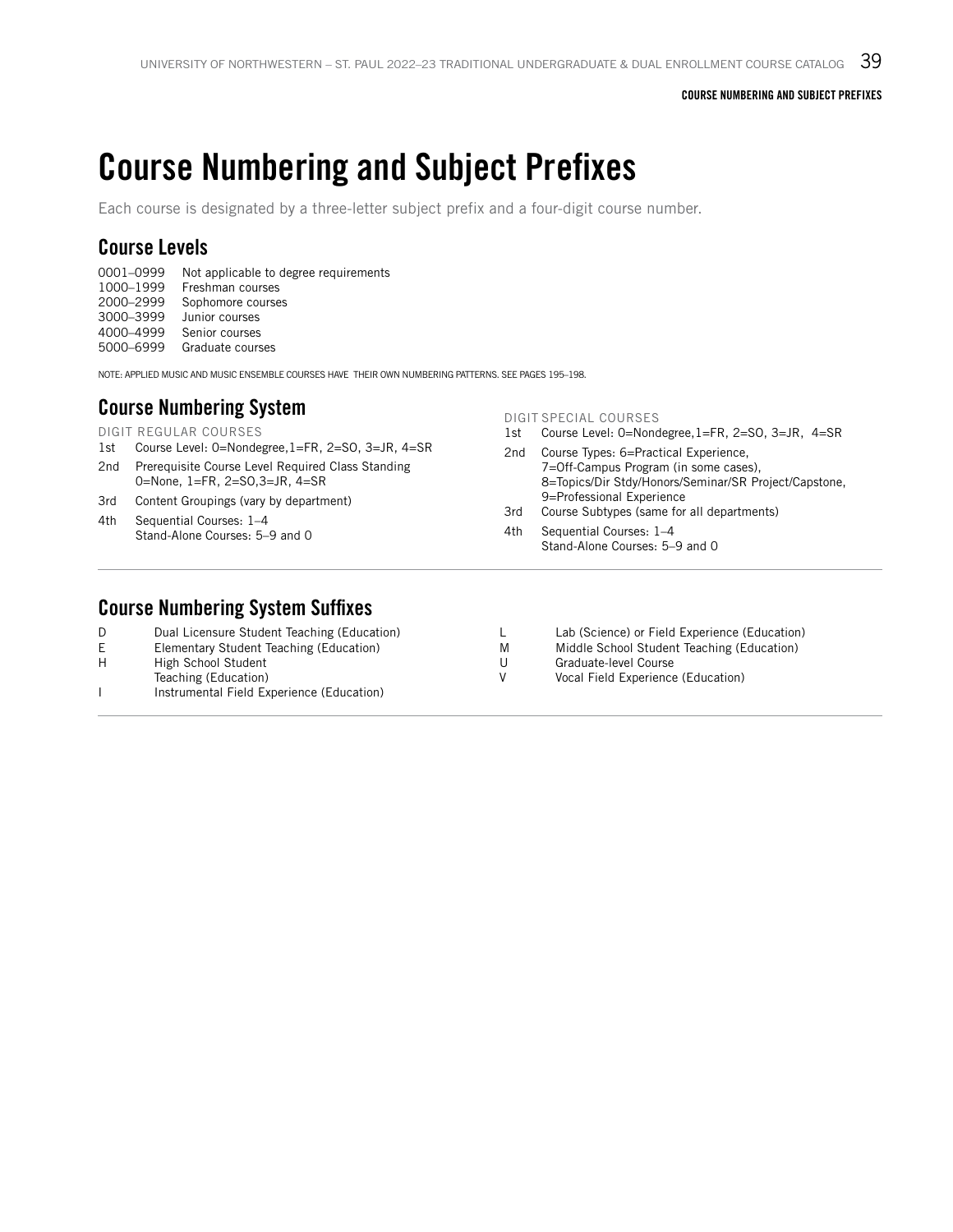# Course Numbering and Subject Prefixes

Each course is designated by a three-letter subject prefix and a four-digit course number.

## Course Levels

| | |
|---|---|
| 0001–0999 | Not applicable to degree requirements |
| 1000–1999 | Freshman courses |
| 2000–2999 | Sophomore courses |
| 3000–3999 | Junior courses |
| 4000–4999 | Senior courses |
| 5000–6999 | Graduate courses |

NOTE: APPLIED MUSIC AND MUSIC ENSEMBLE COURSES HAVE THEIR OWN NUMBERING PATTERNS. SEE PAGES 195–198.

## Course Numbering System

| DIGIT | REGULAR COURSES |
|---|---|
| 1st | Course Level: 0=Nondegree,1=FR, 2=SO, 3=JR, 4=SR |
| 2nd | Prerequisite Course Level Required Class Standing 0=None, 1=FR, 2=SO,3=JR, 4=SR |
| 3rd | Content Groupings (vary by department) |
| 4th | Sequential Courses: 1–4<br>Stand-Alone Courses: 5–9 and 0 |

| DIGIT | SPECIAL COURSES |
|---|---|
| 1st | Course Level: 0=Nondegree,1=FR, 2=SO, 3=JR, 4=SR |
| 2nd | Course Types: 6=Practical Experience,<br>7=Off-Campus Program (in some cases),<br>8=Topics/Dir Stdy/Honors/Seminar/SR Project/Capstone,<br>9=Professional Experience |
| 3rd | Course Subtypes (same for all departments) |
| 4th | Sequential Courses: 1–4<br>Stand-Alone Courses: 5–9 and 0 |

## Course Numbering System Suffixes

| | |
|---|---|
| D | Dual Licensure Student Teaching (Education) |
| E | Elementary Student Teaching (Education) |
| H | High School Student Teaching (Education) |
| I | Instrumental Field Experience (Education) |
| L | Lab (Science) or Field Experience (Education) |
| M | Middle School Student Teaching (Education) |
| U | Graduate-level Course |
| V | Vocal Field Experience (Education) |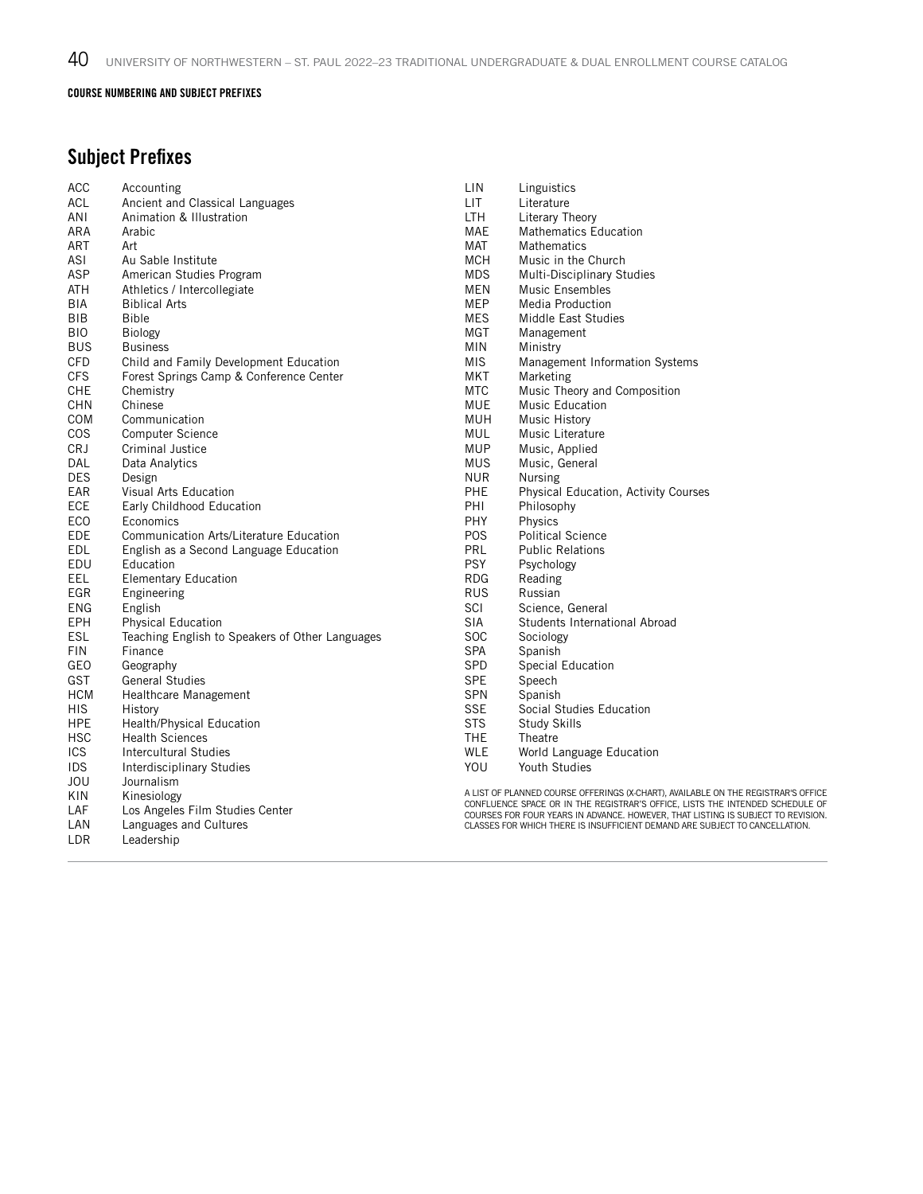COURSE NUMBERING AND SUBJECT PREFIXES

## Subject Prefixes

| | |
|---|---|
| ACC | Accounting |
| ACL | Ancient and Classical Languages |
| ANI | Animation & Illustration |
| ARA | Arabic |
| ART | Art |
| ASI | Au Sable Institute |
| ASP | American Studies Program |
| ATH | Athletics / Intercollegiate |
| BIA | Biblical Arts |
| BIB | Bible |
| BIO | Biology |
| BUS | Business |
| CFD | Child and Family Development Education |
| CFS | Forest Springs Camp & Conference Center |
| CHE | Chemistry |
| CHN | Chinese |
| COM | Communication |
| COS | Computer Science |
| CRJ | Criminal Justice |
| DAL | Data Analytics |
| DES | Design |
| EAR | Visual Arts Education |
| ECE | Early Childhood Education |
| ECO | Economics |
| EDE | Communication Arts/Literature Education |
| EDL | English as a Second Language Education |
| EDU | Education |
| EEL | Elementary Education |
| EGR | Engineering |
| ENG | English |
| EPH | Physical Education |
| ESL | Teaching English to Speakers of Other Languages |
| FIN | Finance |
| GEO | Geography |
| GST | General Studies |
| HCM | Healthcare Management |
| HIS | History |
| HPE | Health/Physical Education |
| HSC | Health Sciences |
| ICS | Intercultural Studies |
| IDS | Interdisciplinary Studies |
| JOU | Journalism |
| KIN | Kinesiology |
| LAF | Los Angeles Film Studies Center |
| LAN | Languages and Cultures |
| LDR | Leadership |
| LIN | Linguistics |
| LIT | Literature |
| LTH | Literary Theory |
| MAE | Mathematics Education |
| MAT | Mathematics |
| MCH | Music in the Church |
| MDS | Multi-Disciplinary Studies |
| MEN | Music Ensembles |
| MEP | Media Production |
| MES | Middle East Studies |
| MGT | Management |
| MIN | Ministry |
| MIS | Management Information Systems |
| MKT | Marketing |
| MTC | Music Theory and Composition |
| MUE | Music Education |
| MUH | Music History |
| MUL | Music Literature |
| MUP | Music, Applied |
| MUS | Music, General |
| NUR | Nursing |
| PHE | Physical Education, Activity Courses |
| PHI | Philosophy |
| PHY | Physics |
| POS | Political Science |
| PRL | Public Relations |
| PSY | Psychology |
| RDG | Reading |
| RUS | Russian |
| SCI | Science, General |
| SIA | Students International Abroad |
| SOC | Sociology |
| SPA | Spanish |
| SPD | Special Education |
| SPE | Speech |
| SPN | Spanish |
| SSE | Social Studies Education |
| STS | Study Skills |
| THE | Theatre |
| WLE | World Language Education |
| YOU | Youth Studies |

A LIST OF PLANNED COURSE OFFERINGS (X-CHART), AVAILABLE ON THE REGISTRAR'S OFFICE CONFLUENCE SPACE OR IN THE REGISTRAR'S OFFICE, LISTS THE INTENDED SCHEDULE OF COURSES FOR FOUR YEARS IN ADVANCE. HOWEVER, THAT LISTING IS SUBJECT TO REVISION. CLASSES FOR WHICH THERE IS INSUFFICIENT DEMAND ARE SUBJECT TO CANCELLATION.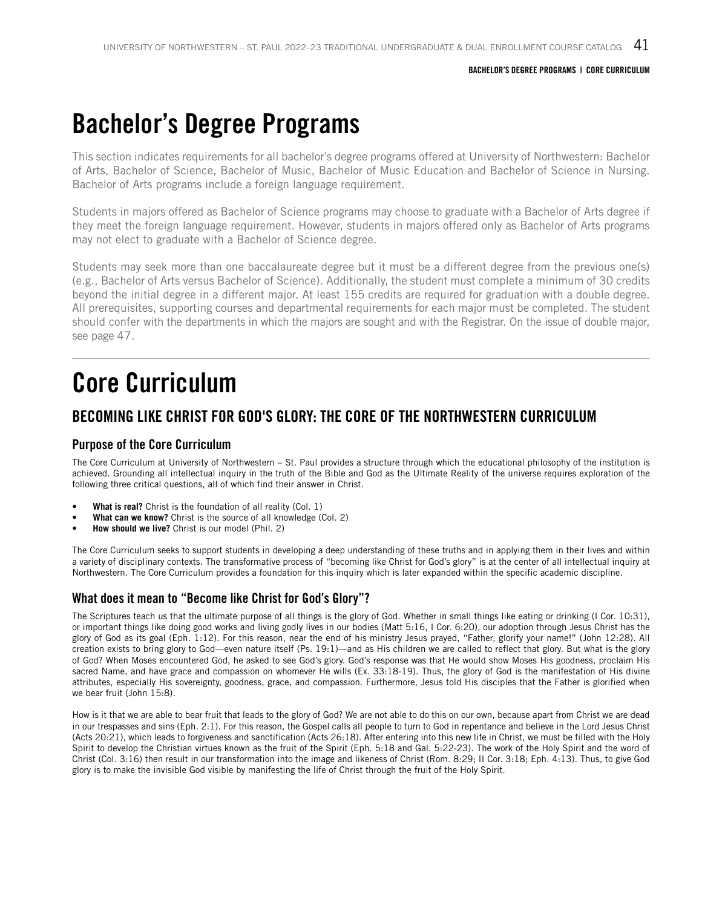# Bachelor's Degree Programs

This section indicates requirements for all bachelor's degree programs offered at University of Northwestern: Bachelor of Arts, Bachelor of Science, Bachelor of Music, Bachelor of Music Education and Bachelor of Science in Nursing. Bachelor of Arts programs include a foreign language requirement.

Students in majors offered as Bachelor of Science programs may choose to graduate with a Bachelor of Arts degree if they meet the foreign language requirement. However, students in majors offered only as Bachelor of Arts programs may not elect to graduate with a Bachelor of Science degree.

Students may seek more than one baccalaureate degree but it must be a different degree from the previous one(s) (e.g., Bachelor of Arts versus Bachelor of Science). Additionally, the student must complete a minimum of 30 credits beyond the initial degree in a different major. At least 155 credits are required for graduation with a double degree. All prerequisites, supporting courses and departmental requirements for each major must be completed. The student should confer with the departments in which the majors are sought and with the Registrar. On the issue of double major, see page 47.

---

# Core Curriculum

## BECOMING LIKE CHRIST FOR GOD'S GLORY: THE CORE OF THE NORTHWESTERN CURRICULUM

### Purpose of the Core Curriculum

The Core Curriculum at University of Northwestern – St. Paul provides a structure through which the educational philosophy of the institution is achieved. Grounding all intellectual inquiry in the truth of the Bible and God as the Ultimate Reality of the universe requires exploration of the following three critical questions, all of which find their answer in Christ.

- **What is real?** Christ is the foundation of all reality (Col. 1)
- **What can we know?** Christ is the source of all knowledge (Col. 2)
- **How should we live?** Christ is our model (Phil. 2)

The Core Curriculum seeks to support students in developing a deep understanding of these truths and in applying them in their lives and within a variety of disciplinary contexts. The transformative process of "becoming like Christ for God's glory" is at the center of all intellectual inquiry at Northwestern. The Core Curriculum provides a foundation for this inquiry which is later expanded within the specific academic discipline.

### What does it mean to "Become like Christ for God's Glory"?

The Scriptures teach us that the ultimate purpose of all things is the glory of God. Whether in small things like eating or drinking (I Cor. 10:31), or important things like doing good works and living godly lives in our bodies (Matt 5:16, I Cor. 6:20), our adoption through Jesus Christ has the glory of God as its goal (Eph. 1:12). For this reason, near the end of his ministry Jesus prayed, "Father, glorify your name!" (John 12:28). All creation exists to bring glory to God—even nature itself (Ps. 19:1)—and as His children we are called to reflect that glory. But what is the glory of God? When Moses encountered God, he asked to see God's glory. God's response was that He would show Moses His goodness, proclaim His sacred Name, and have grace and compassion on whomever He wills (Ex. 33:18-19). Thus, the glory of God is the manifestation of His divine attributes, especially His sovereignty, goodness, grace, and compassion. Furthermore, Jesus told His disciples that the Father is glorified when we bear fruit (John 15:8).

How is it that we are able to bear fruit that leads to the glory of God? We are not able to do this on our own, because apart from Christ we are dead in our trespasses and sins (Eph. 2:1). For this reason, the Gospel calls all people to turn to God in repentance and believe in the Lord Jesus Christ (Acts 20:21), which leads to forgiveness and sanctification (Acts 26:18). After entering into this new life in Christ, we must be filled with the Holy Spirit to develop the Christian virtues known as the fruit of the Spirit (Eph. 5:18 and Gal. 5:22-23). The work of the Holy Spirit and the word of Christ (Col. 3:16) then result in our transformation into the image and likeness of Christ (Rom. 8:29; II Cor. 3:18; Eph. 4:13). Thus, to give God glory is to make the invisible God visible by manifesting the life of Christ through the fruit of the Holy Spirit.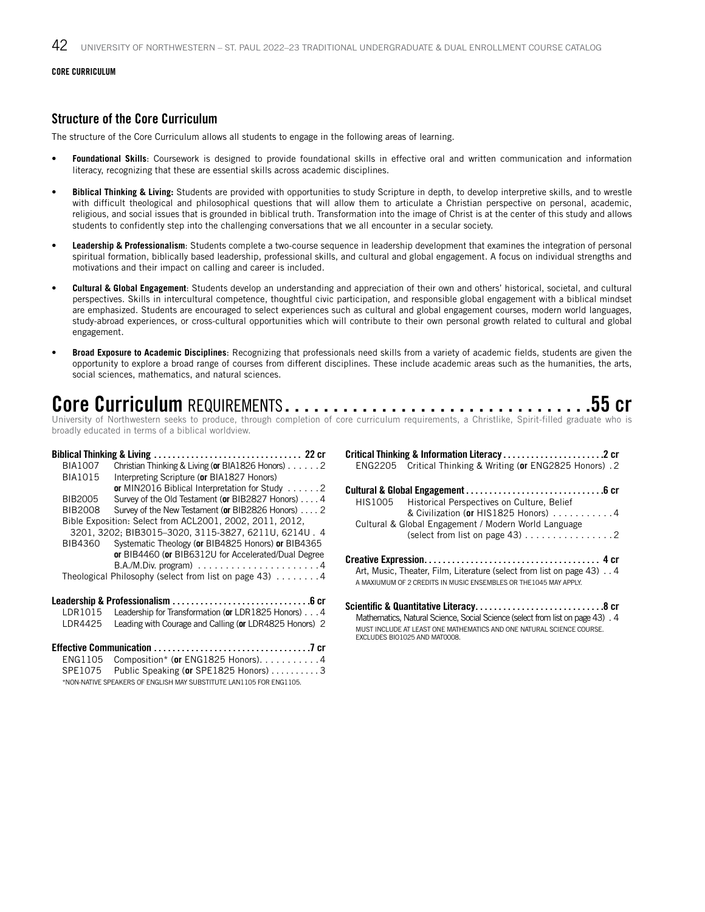CORE CURRICULUM

## Structure of the Core Curriculum

The structure of the Core Curriculum allows all students to engage in the following areas of learning.

- **Foundational Skills**: Coursework is designed to provide foundational skills in effective oral and written communication and information literacy, recognizing that these are essential skills across academic disciplines.
- **Biblical Thinking & Living:** Students are provided with opportunities to study Scripture in depth, to develop interpretive skills, and to wrestle with difficult theological and philosophical questions that will allow them to articulate a Christian perspective on personal, academic, religious, and social issues that is grounded in biblical truth. Transformation into the image of Christ is at the center of this study and allows students to confidently step into the challenging conversations that we all encounter in a secular society.
- **Leadership & Professionalism**: Students complete a two-course sequence in leadership development that examines the integration of personal spiritual formation, biblically based leadership, professional skills, and cultural and global engagement. A focus on individual strengths and motivations and their impact on calling and career is included.
- **Cultural & Global Engagement**: Students develop an understanding and appreciation of their own and others' historical, societal, and cultural perspectives. Skills in intercultural competence, thoughtful civic participation, and responsible global engagement with a biblical mindset are emphasized. Students are encouraged to select experiences such as cultural and global engagement courses, modern world languages, study-abroad experiences, or cross-cultural opportunities which will contribute to their own personal growth related to cultural and global engagement.
- **Broad Exposure to Academic Disciplines**: Recognizing that professionals need skills from a variety of academic fields, students are given the opportunity to explore a broad range of courses from different disciplines. These include academic areas such as the humanities, the arts, social sciences, mathematics, and natural sciences.

# Core Curriculum REQUIREMENTS . . . . . . . . . . . . . . . . . . . . . . . . . . . . . . . . .55 cr

University of Northwestern seeks to produce, through completion of core curriculum requirements, a Christlike, Spirit-filled graduate who is broadly educated in terms of a biblical worldview.

**Biblical Thinking & Living . . . . . . . . . . . . . . . . . . . . . . . . . . . . . . . . 22 cr**

- BIA1007 Christian Thinking & Living (**or** BIA1826 Honors) . . . . . . 2
- BIA1015 Interpreting Scripture (**or** BIA1827 Honors) **or** MIN2016 Biblical Interpretation for Study . . . . . . 2
- BIB2005 Survey of the Old Testament (**or** BIB2827 Honors) . . . . 4
- BIB2008 Survey of the New Testament (**or** BIB2826 Honors) . . . . 2
- Bible Exposition: Select from ACL2001, 2002, 2011, 2012, 3201, 3202; BIB3015–3020, 3115-3827, 6211U, 6214U . 4
- BIB4360 Systematic Theology (**or** BIB4825 Honors) **or** BIB4365 **or** BIB4460 (**or** BIB6312U for Accelerated/Dual Degree B.A./M.Div. program) . . . . . . . . . . . . . . . . . . . . . . 4
- Theological Philosophy (select from list on page 43) . . . . . . . . 4

**Leadership & Professionalism . . . . . . . . . . . . . . . . . . . . . . . . . . . . . .6 cr**

- LDR1015 Leadership for Transformation (**or** LDR1825 Honors) . . . 4
- LDR4425 Leading with Courage and Calling (**or** LDR4825 Honors) 2

**Effective Communication . . . . . . . . . . . . . . . . . . . . . . . . . . . . . . . . .7 cr**

- ENG1105 Composition* (**or** ENG1825 Honors). . . . . . . . . . . 4
- SPE1075 Public Speaking (**or** SPE1825 Honors) . . . . . . . . . . 3

*NON-NATIVE SPEAKERS OF ENGLISH MAY SUBSTITUTE LAN1105 FOR ENG1105.

**Critical Thinking & Information Literacy . . . . . . . . . . . . . . . . . . . . .2 cr**

- ENG2205 Critical Thinking & Writing (**or** ENG2825 Honors) . 2

**Cultural & Global Engagement . . . . . . . . . . . . . . . . . . . . . . . . . . . . .6 cr**

- HIS1005 Historical Perspectives on Culture, Belief & Civilization (**or** HIS1825 Honors) . . . . . . . . . . . 4
- Cultural & Global Engagement / Modern World Language (select from list on page 43) . . . . . . . . . . . . . . . . 2

**Creative Expression. . . . . . . . . . . . . . . . . . . . . . . . . . . . . . . . . . . . . . 4 cr**

- Art, Music, Theater, Film, Literature (select from list on page 43) . . 4

A MAXIUMUM OF 2 CREDITS IN MUSIC ENSEMBLES OR THE1045 MAY APPLY.

**Scientific & Quantitative Literacy. . . . . . . . . . . . . . . . . . . . . . . . . . .8 cr**

- Mathematics, Natural Science, Social Science (select from list on page 43) . 4

MUST INCLUDE AT LEAST ONE MATHEMATICS AND ONE NATURAL SCIENCE COURSE. EXCLUDES BIO1025 AND MAT0008.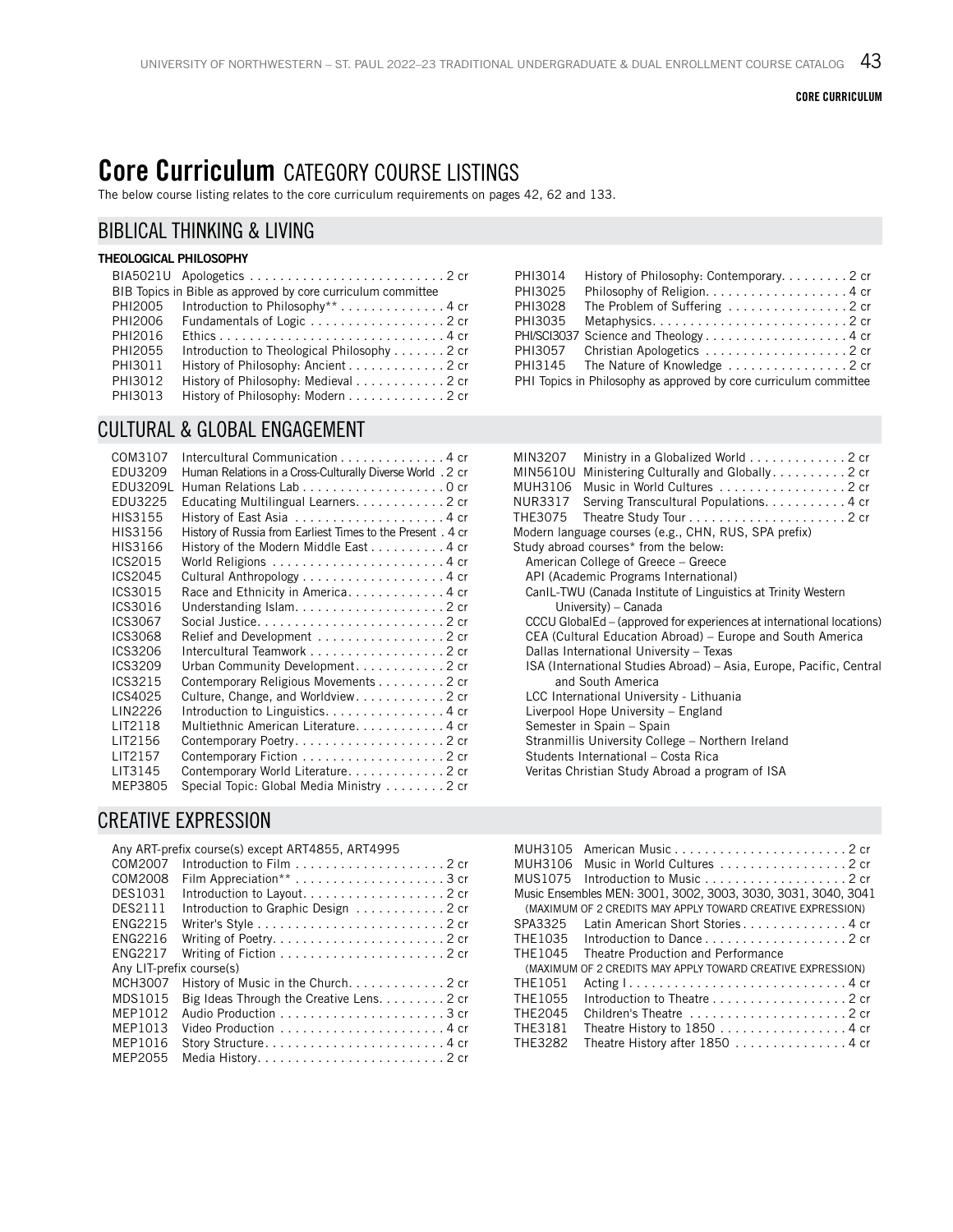# Core Curriculum CATEGORY COURSE LISTINGS

The below course listing relates to the core curriculum requirements on pages 42, 62 and 133.

## BIBLICAL THINKING & LIVING

**THEOLOGICAL PHILOSOPHY**

| Course | Title | Credits |
|---|---|---|
| BIA5021U | Apologetics | 2 cr |
| BIB Topics in Bible as approved by core curriculum committee | | |
| PHI2005 | Introduction to Philosophy** | 4 cr |
| PHI2006 | Fundamentals of Logic | 2 cr |
| PHI2016 | Ethics | 4 cr |
| PHI2055 | Introduction to Theological Philosophy | 2 cr |
| PHI3011 | History of Philosophy: Ancient | 2 cr |
| PHI3012 | History of Philosophy: Medieval | 2 cr |
| PHI3013 | History of Philosophy: Modern | 2 cr |
| PHI3014 | History of Philosophy: Contemporary | 2 cr |
| PHI3025 | Philosophy of Religion | 4 cr |
| PHI3028 | The Problem of Suffering | 2 cr |
| PHI3035 | Metaphysics | 2 cr |
| PHI/SCI3037 | Science and Theology | 4 cr |
| PHI3057 | Christian Apologetics | 2 cr |
| PHI3145 | The Nature of Knowledge | 2 cr |
| PHI Topics in Philosophy as approved by core curriculum committee | | |

## CULTURAL & GLOBAL ENGAGEMENT

| Course | Title | Credits |
|---|---|---|
| COM3107 | Intercultural Communication | 4 cr |
| EDU3209 | Human Relations in a Cross-Culturally Diverse World | 2 cr |
| EDU3209L | Human Relations Lab | 0 cr |
| EDU3225 | Educating Multilingual Learners | 2 cr |
| HIS3155 | History of East Asia | 4 cr |
| HIS3156 | History of Russia from Earliest Times to the Present | 4 cr |
| HIS3166 | History of the Modern Middle East | 4 cr |
| ICS2015 | World Religions | 4 cr |
| ICS2045 | Cultural Anthropology | 4 cr |
| ICS3015 | Race and Ethnicity in America | 4 cr |
| ICS3016 | Understanding Islam | 2 cr |
| ICS3067 | Social Justice | 2 cr |
| ICS3068 | Relief and Development | 2 cr |
| ICS3206 | Intercultural Teamwork | 2 cr |
| ICS3209 | Urban Community Development | 2 cr |
| ICS3215 | Contemporary Religious Movements | 2 cr |
| ICS4025 | Culture, Change, and Worldview | 2 cr |
| LIN2226 | Introduction to Linguistics | 4 cr |
| LIT2118 | Multiethnic American Literature | 4 cr |
| LIT2156 | Contemporary Poetry | 2 cr |
| LIT2157 | Contemporary Fiction | 2 cr |
| LIT3145 | Contemporary World Literature | 2 cr |
| MEP3805 | Special Topic: Global Media Ministry | 2 cr |
| MIN3207 | Ministry in a Globalized World | 2 cr |
| MIN5610U | Ministering Culturally and Globally | 2 cr |
| MUH3106 | Music in World Cultures | 2 cr |
| NUR3317 | Serving Transcultural Populations | 4 cr |
| THE3075 | Theatre Study Tour | 2 cr |

Modern language courses (e.g., CHN, RUS, SPA prefix)

Study abroad courses* from the below:

- American College of Greece – Greece
- API (Academic Programs International)
- CanIL-TWU (Canada Institute of Linguistics at Trinity Western University) – Canada
- CCCU GlobalEd – (approved for experiences at international locations)
- CEA (Cultural Education Abroad) – Europe and South America
- Dallas International University – Texas
- ISA (International Studies Abroad) – Asia, Europe, Pacific, Central and South America
- LCC International University - Lithuania
- Liverpool Hope University – England
- Semester in Spain – Spain
- Stranmillis University College – Northern Ireland
- Students International – Costa Rica
- Veritas Christian Study Abroad a program of ISA

## CREATIVE EXPRESSION

| Course | Title | Credits |
|---|---|---|
| Any ART-prefix course(s) except ART4855, ART4995 | | |
| COM2007 | Introduction to Film | 2 cr |
| COM2008 | Film Appreciation** | 3 cr |
| DES1031 | Introduction to Layout | 2 cr |
| DES2111 | Introduction to Graphic Design | 2 cr |
| ENG2215 | Writer's Style | 2 cr |
| ENG2216 | Writing of Poetry | 2 cr |
| ENG2217 | Writing of Fiction | 2 cr |
| Any LIT-prefix course(s) | | |
| MCH3007 | History of Music in the Church | 2 cr |
| MDS1015 | Big Ideas Through the Creative Lens | 2 cr |
| MEP1012 | Audio Production | 3 cr |
| MEP1013 | Video Production | 4 cr |
| MEP1016 | Story Structure | 4 cr |
| MEP2055 | Media History | 2 cr |
| MUH3105 | American Music | 2 cr |
| MUH3106 | Music in World Cultures | 2 cr |
| MUS1075 | Introduction to Music | 2 cr |
| Music Ensembles MEN: 3001, 3002, 3003, 3030, 3031, 3040, 3041 (MAXIMUM OF 2 CREDITS MAY APPLY TOWARD CREATIVE EXPRESSION) | | |
| SPA3325 | Latin American Short Stories | 4 cr |
| THE1035 | Introduction to Dance | 2 cr |
| THE1045 | Theatre Production and Performance (MAXIMUM OF 2 CREDITS MAY APPLY TOWARD CREATIVE EXPRESSION) | |
| THE1051 | Acting I | 4 cr |
| THE1055 | Introduction to Theatre | 2 cr |
| THE2045 | Children's Theatre | 2 cr |
| THE3181 | Theatre History to 1850 | 4 cr |
| THE3282 | Theatre History after 1850 | 4 cr |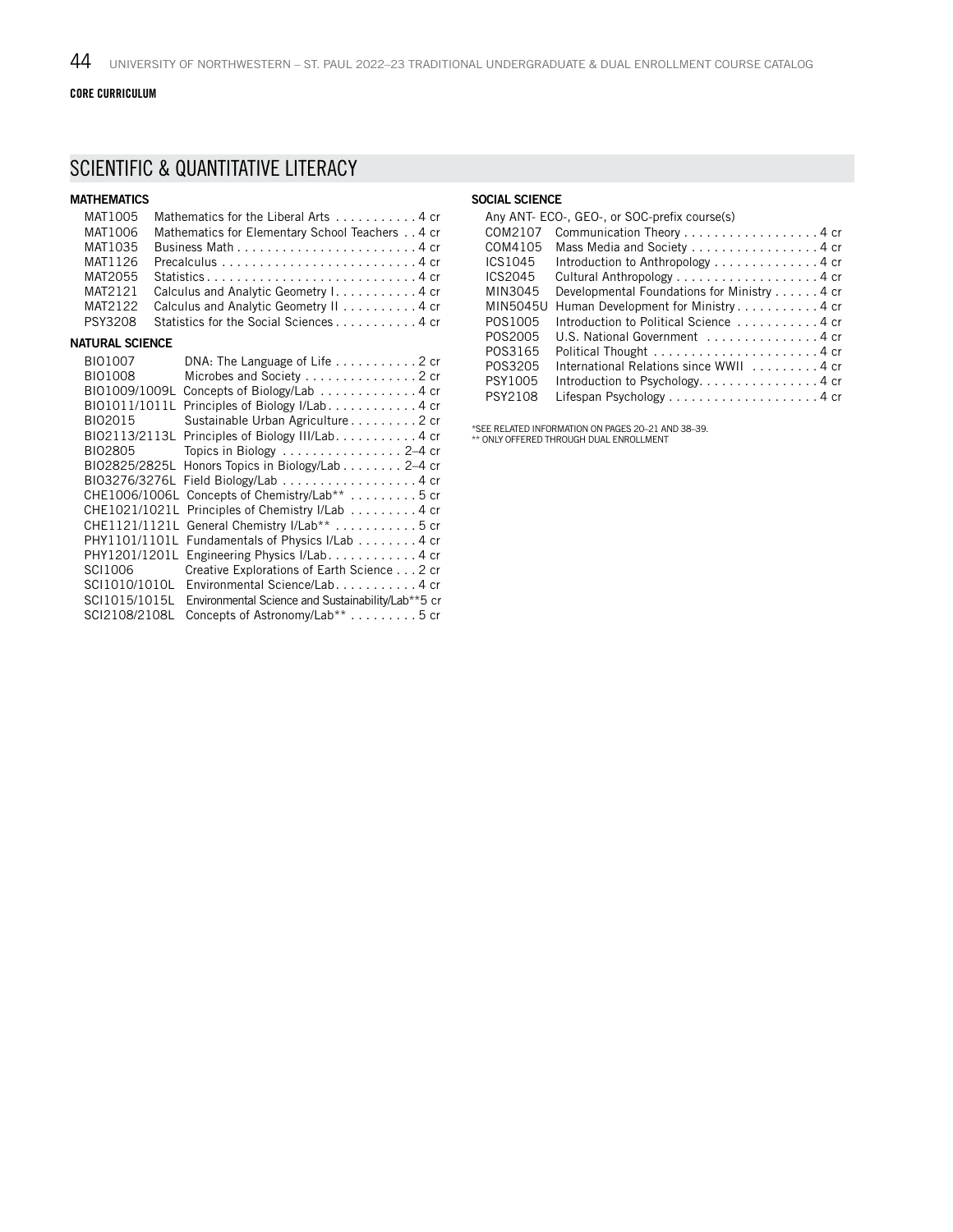**CORE CURRICULUM**

## SCIENTIFIC & QUANTITATIVE LITERACY

### MATHEMATICS

| | | |
|---|---|---|
| MAT1005 | Mathematics for the Liberal Arts | 4 cr |
| MAT1006 | Mathematics for Elementary School Teachers | 4 cr |
| MAT1035 | Business Math | 4 cr |
| MAT1126 | Precalculus | 4 cr |
| MAT2055 | Statistics | 4 cr |
| MAT2121 | Calculus and Analytic Geometry I | 4 cr |
| MAT2122 | Calculus and Analytic Geometry II | 4 cr |
| PSY3208 | Statistics for the Social Sciences | 4 cr |

### NATURAL SCIENCE

| | | |
|---|---|---|
| BIO1007 | DNA: The Language of Life | 2 cr |
| BIO1008 | Microbes and Society | 2 cr |
| BIO1009/1009L | Concepts of Biology/Lab | 4 cr |
| BIO1011/1011L | Principles of Biology I/Lab | 4 cr |
| BIO2015 | Sustainable Urban Agriculture | 2 cr |
| BIO2113/2113L | Principles of Biology III/Lab | 4 cr |
| BIO2805 | Topics in Biology | 2–4 cr |
| BIO2825/2825L | Honors Topics in Biology/Lab | 2–4 cr |
| BIO3276/3276L | Field Biology/Lab | 4 cr |
| CHE1006/1006L | Concepts of Chemistry/Lab** | 5 cr |
| CHE1021/1021L | Principles of Chemistry I/Lab | 4 cr |
| CHE1121/1121L | General Chemistry I/Lab** | 5 cr |
| PHY1101/1101L | Fundamentals of Physics I/Lab | 4 cr |
| PHY1201/1201L | Engineering Physics I/Lab | 4 cr |
| SCI1006 | Creative Explorations of Earth Science | 2 cr |
| SCI1010/1010L | Environmental Science/Lab | 4 cr |
| SCI1015/1015L | Environmental Science and Sustainability/Lab** | 5 cr |
| SCI2108/2108L | Concepts of Astronomy/Lab** | 5 cr |

### SOCIAL SCIENCE

Any ANT- ECO-, GEO-, or SOC-prefix course(s)

| | | |
|---|---|---|
| COM2107 | Communication Theory | 4 cr |
| COM4105 | Mass Media and Society | 4 cr |
| ICS1045 | Introduction to Anthropology | 4 cr |
| ICS2045 | Cultural Anthropology | 4 cr |
| MIN3045 | Developmental Foundations for Ministry | 4 cr |
| MIN5045U | Human Development for Ministry | 4 cr |
| POS1005 | Introduction to Political Science | 4 cr |
| POS2005 | U.S. National Government | 4 cr |
| POS3165 | Political Thought | 4 cr |
| POS3205 | International Relations since WWII | 4 cr |
| PSY1005 | Introduction to Psychology | 4 cr |
| PSY2108 | Lifespan Psychology | 4 cr |

*SEE RELATED INFORMATION ON PAGES 20–21 AND 38–39.
** ONLY OFFERED THROUGH DUAL ENROLLMENT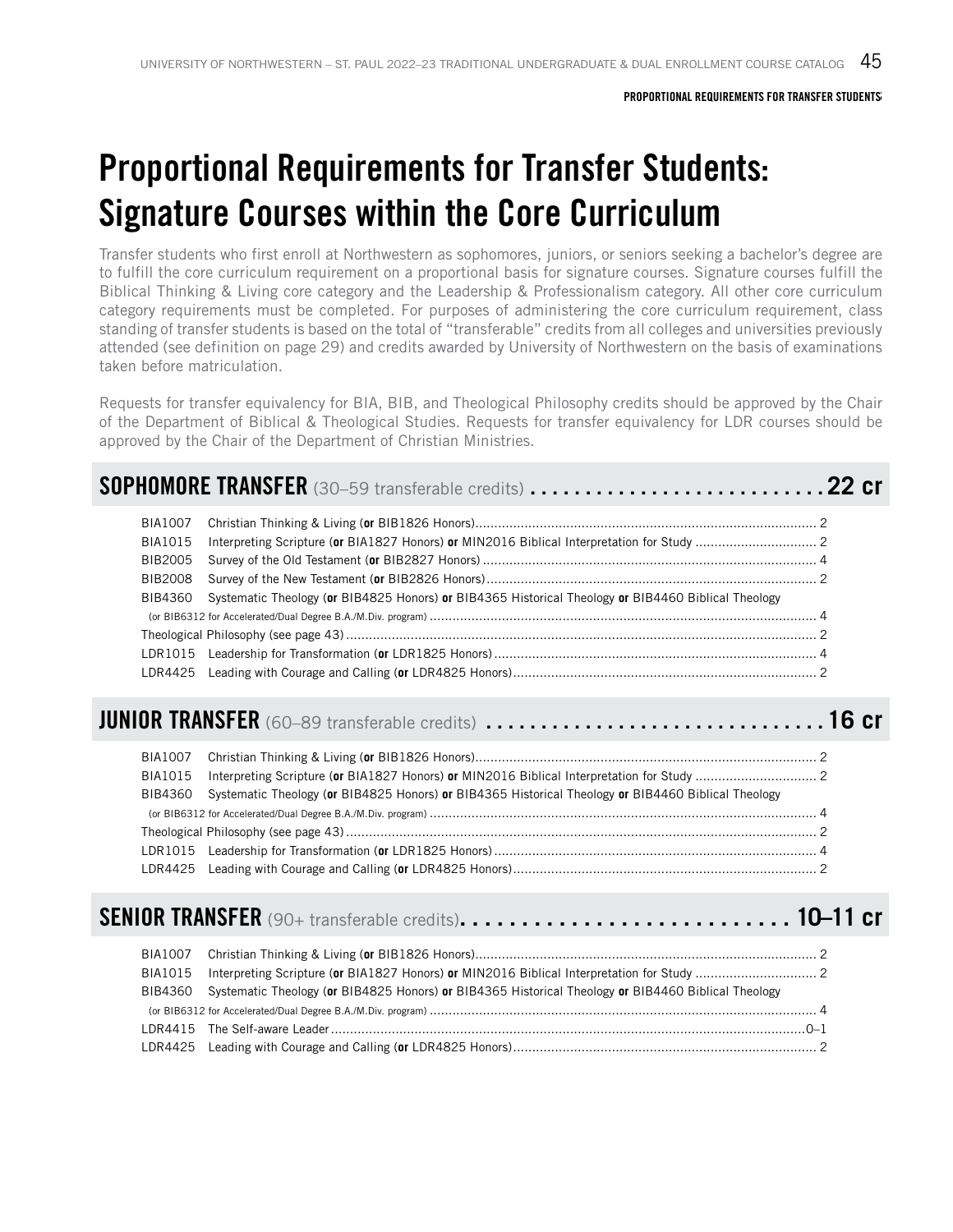# Proportional Requirements for Transfer Students: Signature Courses within the Core Curriculum

Transfer students who first enroll at Northwestern as sophomores, juniors, or seniors seeking a bachelor's degree are to fulfill the core curriculum requirement on a proportional basis for signature courses. Signature courses fulfill the Biblical Thinking & Living core category and the Leadership & Professionalism category. All other core curriculum category requirements must be completed. For purposes of administering the core curriculum requirement, class standing of transfer students is based on the total of "transferable" credits from all colleges and universities previously attended (see definition on page 29) and credits awarded by University of Northwestern on the basis of examinations taken before matriculation.

Requests for transfer equivalency for BIA, BIB, and Theological Philosophy credits should be approved by the Chair of the Department of Biblical & Theological Studies. Requests for transfer equivalency for LDR courses should be approved by the Chair of the Department of Christian Ministries.

## SOPHOMORE TRANSFER (30–59 transferable credits) ... 22 cr

| Course | Title | Credits |
|---|---|---|
| BIA1007 | Christian Thinking & Living (**or** BIB1826 Honors) | 2 |
| BIA1015 | Interpreting Scripture (**or** BIA1827 Honors) **or** MIN2016 Biblical Interpretation for Study | 2 |
| BIB2005 | Survey of the Old Testament (**or** BIB2827 Honors) | 4 |
| BIB2008 | Survey of the New Testament (**or** BIB2826 Honors) | 2 |
| BIB4360 | Systematic Theology (**or** BIB4825 Honors) **or** BIB4365 Historical Theology **or** BIB4460 Biblical Theology (or BIB6312 for Accelerated/Dual Degree B.A./M.Div. program) | 4 |
| Theological Philosophy (see page 43) | | 2 |
| LDR1015 | Leadership for Transformation (**or** LDR1825 Honors) | 4 |
| LDR4425 | Leading with Courage and Calling (**or** LDR4825 Honors) | 2 |

## JUNIOR TRANSFER (60–89 transferable credits) ... 16 cr

| Course | Title | Credits |
|---|---|---|
| BIA1007 | Christian Thinking & Living (**or** BIB1826 Honors) | 2 |
| BIA1015 | Interpreting Scripture (**or** BIA1827 Honors) **or** MIN2016 Biblical Interpretation for Study | 2 |
| BIB4360 | Systematic Theology (**or** BIB4825 Honors) **or** BIB4365 Historical Theology **or** BIB4460 Biblical Theology (or BIB6312 for Accelerated/Dual Degree B.A./M.Div. program) | 4 |
| Theological Philosophy (see page 43) | | 2 |
| LDR1015 | Leadership for Transformation (**or** LDR1825 Honors) | 4 |
| LDR4425 | Leading with Courage and Calling (**or** LDR4825 Honors) | 2 |

## SENIOR TRANSFER (90+ transferable credits) ... 10–11 cr

| Course | Title | Credits |
|---|---|---|
| BIA1007 | Christian Thinking & Living (**or** BIB1826 Honors) | 2 |
| BIA1015 | Interpreting Scripture (**or** BIA1827 Honors) **or** MIN2016 Biblical Interpretation for Study | 2 |
| BIB4360 | Systematic Theology (**or** BIB4825 Honors) **or** BIB4365 Historical Theology **or** BIB4460 Biblical Theology (or BIB6312 for Accelerated/Dual Degree B.A./M.Div. program) | 4 |
| LDR4415 | The Self-aware Leader | 0–1 |
| LDR4425 | Leading with Courage and Calling (**or** LDR4825 Honors) | 2 |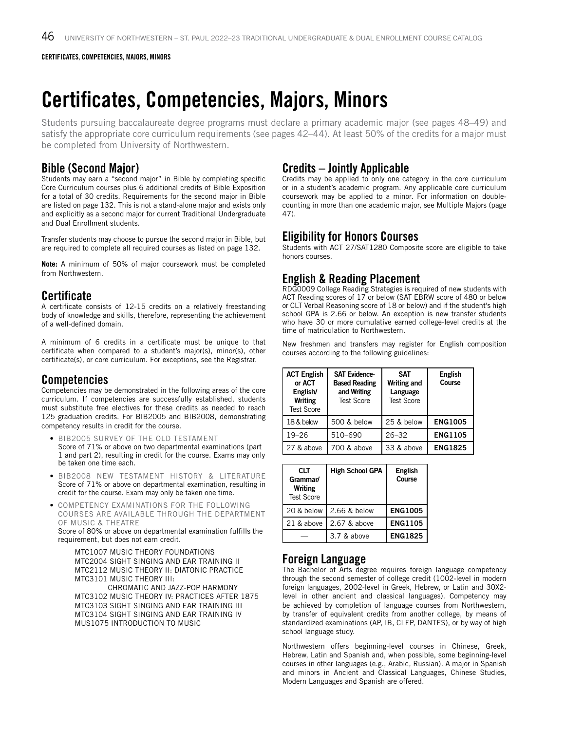# Certificates, Competencies, Majors, Minors

Students pursuing baccalaureate degree programs must declare a primary academic major (see pages 48–49) and satisfy the appropriate core curriculum requirements (see pages 42–44). At least 50% of the credits for a major must be completed from University of Northwestern.

## Bible (Second Major)

Students may earn a "second major" in Bible by completing specific Core Curriculum courses plus 6 additional credits of Bible Exposition for a total of 30 credits. Requirements for the second major in Bible are listed on page 132. This is not a stand-alone major and exists only and explicitly as a second major for current Traditional Undergraduate and Dual Enrollment students.

Transfer students may choose to pursue the second major in Bible, but are required to complete all required courses as listed on page 132.

**Note:** A minimum of 50% of major coursework must be completed from Northwestern.

## Certificate

A certificate consists of 12-15 credits on a relatively freestanding body of knowledge and skills, therefore, representing the achievement of a well-defined domain.

A minimum of 6 credits in a certificate must be unique to that certificate when compared to a student's major(s), minor(s), other certificate(s), or core curriculum. For exceptions, see the Registrar.

## Competencies

Competencies may be demonstrated in the following areas of the core curriculum. If competencies are successfully established, students must substitute free electives for these credits as needed to reach 125 graduation credits. For BIB2005 and BIB2008, demonstrating competency results in credit for the course.

- BIB2005 SURVEY OF THE OLD TESTAMENT
  Score of 71% or above on two departmental examinations (part 1 and part 2), resulting in credit for the course. Exams may only be taken one time each.
- BIB2008 NEW TESTAMENT HISTORY & LITERATURE
  Score of 71% or above on departmental examination, resulting in credit for the course. Exam may only be taken one time.
- COMPETENCY EXAMINATIONS FOR THE FOLLOWING COURSES ARE AVAILABLE THROUGH THE DEPARTMENT OF MUSIC & THEATRE
  Score of 80% or above on departmental examination fulfills the requirement, but does not earn credit.

  MTC1007 MUSIC THEORY FOUNDATIONS
  MTC2004 SIGHT SINGING AND EAR TRAINING II
  MTC2112 MUSIC THEORY II: DIATONIC PRACTICE
  MTC3101 MUSIC THEORY III: CHROMATIC AND JAZZ-POP HARMONY
  MTC3102 MUSIC THEORY IV: PRACTICES AFTER 1875
  MTC3103 SIGHT SINGING AND EAR TRAINING III
  MTC3104 SIGHT SINGING AND EAR TRAINING IV
  MUS1075 INTRODUCTION TO MUSIC

## Credits – Jointly Applicable

Credits may be applied to only one category in the core curriculum or in a student's academic program. Any applicable core curriculum coursework may be applied to a minor. For information on double-counting in more than one academic major, see Multiple Majors (page 47).

## Eligibility for Honors Courses

Students with ACT 27/SAT1280 Composite score are eligible to take honors courses.

## English & Reading Placement

RDG0009 College Reading Strategies is required of new students with ACT Reading scores of 17 or below (SAT EBRW score of 480 or below or CLT Verbal Reasoning score of 18 or below) and if the student's high school GPA is 2.66 or below. An exception is new transfer students who have 30 or more cumulative earned college-level credits at the time of matriculation to Northwestern.

New freshmen and transfers may register for English composition courses according to the following guidelines:

| **ACT English or ACT English/ Writing** Test Score | **SAT Evidence-Based Reading and Writing** Test Score | **SAT Writing and Language** Test Score | **English Course** |
|---|---|---|---|
| 18 & below | 500 & below | 25 & below | **ENG1005** |
| 19–26 | 510–690 | 26–32 | **ENG1105** |
| 27 & above | 700 & above | 33 & above | **ENG1825** |

| **CLT Grammar/ Writing** Test Score | **High School GPA** | **English Course** |
|---|---|---|
| 20 & below | 2.66 & below | **ENG1005** |
| 21 & above | 2.67 & above | **ENG1105** |
| — | 3.7 & above | **ENG1825** |

## Foreign Language

The Bachelor of Arts degree requires foreign language competency through the second semester of college credit (1002-level in modern foreign languages, 2002-level in Greek, Hebrew, or Latin and 30X2-level in other ancient and classical languages). Competency may be achieved by completion of language courses from Northwestern, by transfer of equivalent credits from another college, by means of standardized examinations (AP, IB, CLEP, DANTES), or by way of high school language study.

Northwestern offers beginning-level courses in Chinese, Greek, Hebrew, Latin and Spanish and, when possible, some beginning-level courses in other languages (e.g., Arabic, Russian). A major in Spanish and minors in Ancient and Classical Languages, Chinese Studies, Modern Languages and Spanish are offered.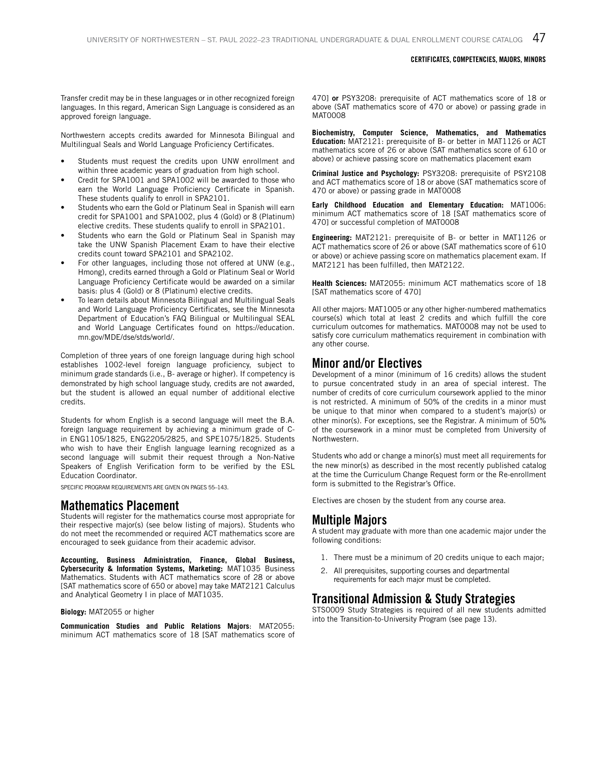Transfer credit may be in these languages or in other recognized foreign languages. In this regard, American Sign Language is considered as an approved foreign language.

Northwestern accepts credits awarded for Minnesota Bilingual and Multilingual Seals and World Language Proficiency Certificates.

- Students must request the credits upon UNW enrollment and within three academic years of graduation from high school.
- Credit for SPA1001 and SPA1002 will be awarded to those who earn the World Language Proficiency Certificate in Spanish. These students qualify to enroll in SPA2101.
- Students who earn the Gold or Platinum Seal in Spanish will earn credit for SPA1001 and SPA1002, plus 4 (Gold) or 8 (Platinum) elective credits. These students qualify to enroll in SPA2101.
- Students who earn the Gold or Platinum Seal in Spanish may take the UNW Spanish Placement Exam to have their elective credits count toward SPA2101 and SPA2102.
- For other languages, including those not offered at UNW (e.g., Hmong), credits earned through a Gold or Platinum Seal or World Language Proficiency Certificate would be awarded on a similar basis: plus 4 (Gold) or 8 (Platinum) elective credits.
- To learn details about Minnesota Bilingual and Multilingual Seals and World Language Proficiency Certificates, see the Minnesota Department of Education's FAQ Bilingual or Multilingual SEAL and World Language Certificates found on https://education.mn.gov/MDE/dse/stds/world/.

Completion of three years of one foreign language during high school establishes 1002-level foreign language proficiency, subject to minimum grade standards (i.e., B- average or higher). If competency is demonstrated by high school language study, credits are not awarded, but the student is allowed an equal number of additional elective credits.

Students for whom English is a second language will meet the B.A. foreign language requirement by achieving a minimum grade of C- in ENG1105/1825, ENG2205/2825, and SPE1075/1825. Students who wish to have their English language learning recognized as a second language will submit their request through a Non-Native Speakers of English Verification form to be verified by the ESL Education Coordinator.

SPECIFIC PROGRAM REQUIREMENTS ARE GIVEN ON PAGES 55–143.

## Mathematics Placement

Students will register for the mathematics course most appropriate for their respective major(s) (see below listing of majors). Students who do not meet the recommended or required ACT mathematics score are encouraged to seek guidance from their academic advisor.

**Accounting, Business Administration, Finance, Global Business, Cybersecurity & Information Systems, Marketing:** MAT1035 Business Mathematics. Students with ACT mathematics score of 28 or above [SAT mathematics score of 650 or above] may take MAT2121 Calculus and Analytical Geometry I in place of MAT1035.

**Biology:** MAT2055 or higher

**Communication Studies and Public Relations Majors**: MAT2055: minimum ACT mathematics score of 18 [SAT mathematics score of 470] **or** PSY3208: prerequisite of ACT mathematics score of 18 or above (SAT mathematics score of 470 or above) or passing grade in MAT0008

**Biochemistry, Computer Science, Mathematics, and Mathematics Education:** MAT2121: prerequisite of B- or better in MAT1126 or ACT mathematics score of 26 or above (SAT mathematics score of 610 or above) or achieve passing score on mathematics placement exam

**Criminal Justice and Psychology:** PSY3208: prerequisite of PSY2108 and ACT mathematics score of 18 or above (SAT mathematics score of 470 or above) or passing grade in MAT0008

**Early Childhood Education and Elementary Education:** MAT1006: minimum ACT mathematics score of 18 [SAT mathematics score of 470] or successful completion of MAT0008

**Engineering:** MAT2121: prerequisite of B- or better in MAT1126 or ACT mathematics score of 26 or above (SAT mathematics score of 610 or above) or achieve passing score on mathematics placement exam. If MAT2121 has been fulfilled, then MAT2122.

**Health Sciences:** MAT2055: minimum ACT mathematics score of 18 [SAT mathematics score of 470]

All other majors: MAT1005 or any other higher-numbered mathematics course(s) which total at least 2 credits and which fulfill the core curriculum outcomes for mathematics. MAT0008 may not be used to satisfy core curriculum mathematics requirement in combination with any other course.

## Minor and/or Electives

Development of a minor (minimum of 16 credits) allows the student to pursue concentrated study in an area of special interest. The number of credits of core curriculum coursework applied to the minor is not restricted. A minimum of 50% of the credits in a minor must be unique to that minor when compared to a student's major(s) or other minor(s). For exceptions, see the Registrar. A minimum of 50% of the coursework in a minor must be completed from University of Northwestern.

Students who add or change a minor(s) must meet all requirements for the new minor(s) as described in the most recently published catalog at the time the Curriculum Change Request form or the Re-enrollment form is submitted to the Registrar's Office.

Electives are chosen by the student from any course area.

## Multiple Majors

A student may graduate with more than one academic major under the following conditions:

1. There must be a minimum of 20 credits unique to each major;
2. All prerequisites, supporting courses and departmental requirements for each major must be completed.

## Transitional Admission & Study Strategies

STS0009 Study Strategies is required of all new students admitted into the Transition-to-University Program (see page 13).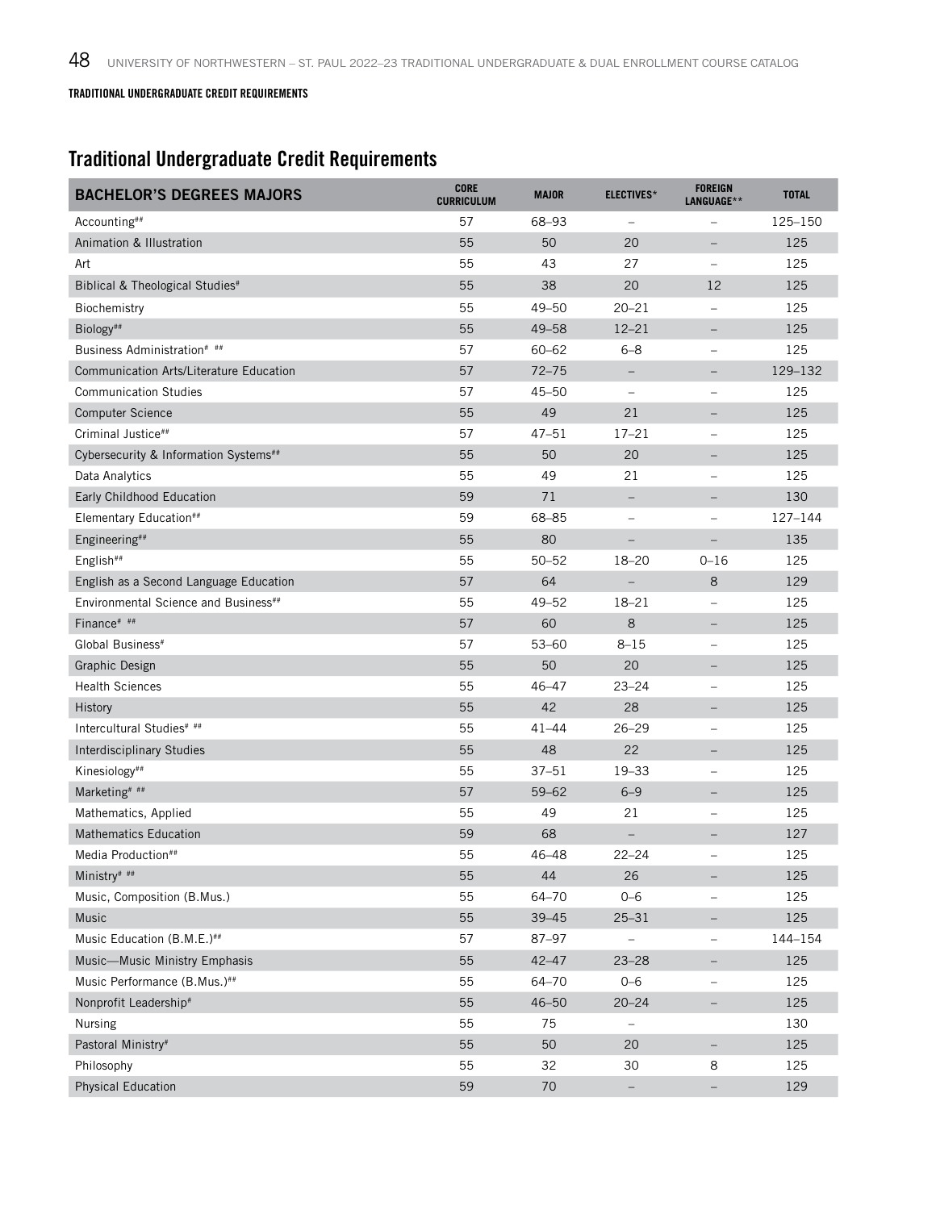**TRADITIONAL UNDERGRADUATE CREDIT REQUIREMENTS**

## Traditional Undergraduate Credit Requirements

| BACHELOR'S DEGREES MAJORS | CORE CURRICULUM | MAJOR | ELECTIVES* | FOREIGN LANGUAGE** | TOTAL |
|---|---|---|---|---|---|
| Accounting## | 57 | 68–93 | – | – | 125–150 |
| Animation & Illustration | 55 | 50 | 20 | – | 125 |
| Art | 55 | 43 | 27 | – | 125 |
| Biblical & Theological Studies# | 55 | 38 | 20 | 12 | 125 |
| Biochemistry | 55 | 49–50 | 20–21 | – | 125 |
| Biology## | 55 | 49–58 | 12–21 | – | 125 |
| Business Administration# ## | 57 | 60–62 | 6–8 | – | 125 |
| Communication Arts/Literature Education | 57 | 72–75 | – | – | 129–132 |
| Communication Studies | 57 | 45–50 | – | – | 125 |
| Computer Science | 55 | 49 | 21 | – | 125 |
| Criminal Justice## | 57 | 47–51 | 17–21 | – | 125 |
| Cybersecurity & Information Systems## | 55 | 50 | 20 | – | 125 |
| Data Analytics | 55 | 49 | 21 | – | 125 |
| Early Childhood Education | 59 | 71 | – | – | 130 |
| Elementary Education## | 59 | 68–85 | – | – | 127–144 |
| Engineering## | 55 | 80 | – | – | 135 |
| English## | 55 | 50–52 | 18–20 | 0–16 | 125 |
| English as a Second Language Education | 57 | 64 | – | 8 | 129 |
| Environmental Science and Business## | 55 | 49–52 | 18–21 | – | 125 |
| Finance# ## | 57 | 60 | 8 | – | 125 |
| Global Business# | 57 | 53–60 | 8–15 | – | 125 |
| Graphic Design | 55 | 50 | 20 | – | 125 |
| Health Sciences | 55 | 46–47 | 23–24 | – | 125 |
| History | 55 | 42 | 28 | – | 125 |
| Intercultural Studies# ## | 55 | 41–44 | 26–29 | – | 125 |
| Interdisciplinary Studies | 55 | 48 | 22 | – | 125 |
| Kinesiology## | 55 | 37–51 | 19–33 | – | 125 |
| Marketing# ## | 57 | 59–62 | 6–9 | – | 125 |
| Mathematics, Applied | 55 | 49 | 21 | – | 125 |
| Mathematics Education | 59 | 68 | – | – | 127 |
| Media Production## | 55 | 46–48 | 22–24 | – | 125 |
| Ministry# ## | 55 | 44 | 26 | – | 125 |
| Music, Composition (B.Mus.) | 55 | 64–70 | 0–6 | – | 125 |
| Music | 55 | 39–45 | 25–31 | – | 125 |
| Music Education (B.M.E.)## | 57 | 87–97 | – | – | 144–154 |
| Music—Music Ministry Emphasis | 55 | 42–47 | 23–28 | – | 125 |
| Music Performance (B.Mus.)## | 55 | 64–70 | 0–6 | – | 125 |
| Nonprofit Leadership# | 55 | 46–50 | 20–24 | – | 125 |
| Nursing | 55 | 75 | – | | 130 |
| Pastoral Ministry# | 55 | 50 | 20 | – | 125 |
| Philosophy | 55 | 32 | 30 | 8 | 125 |
| Physical Education | 59 | 70 | – | – | 129 |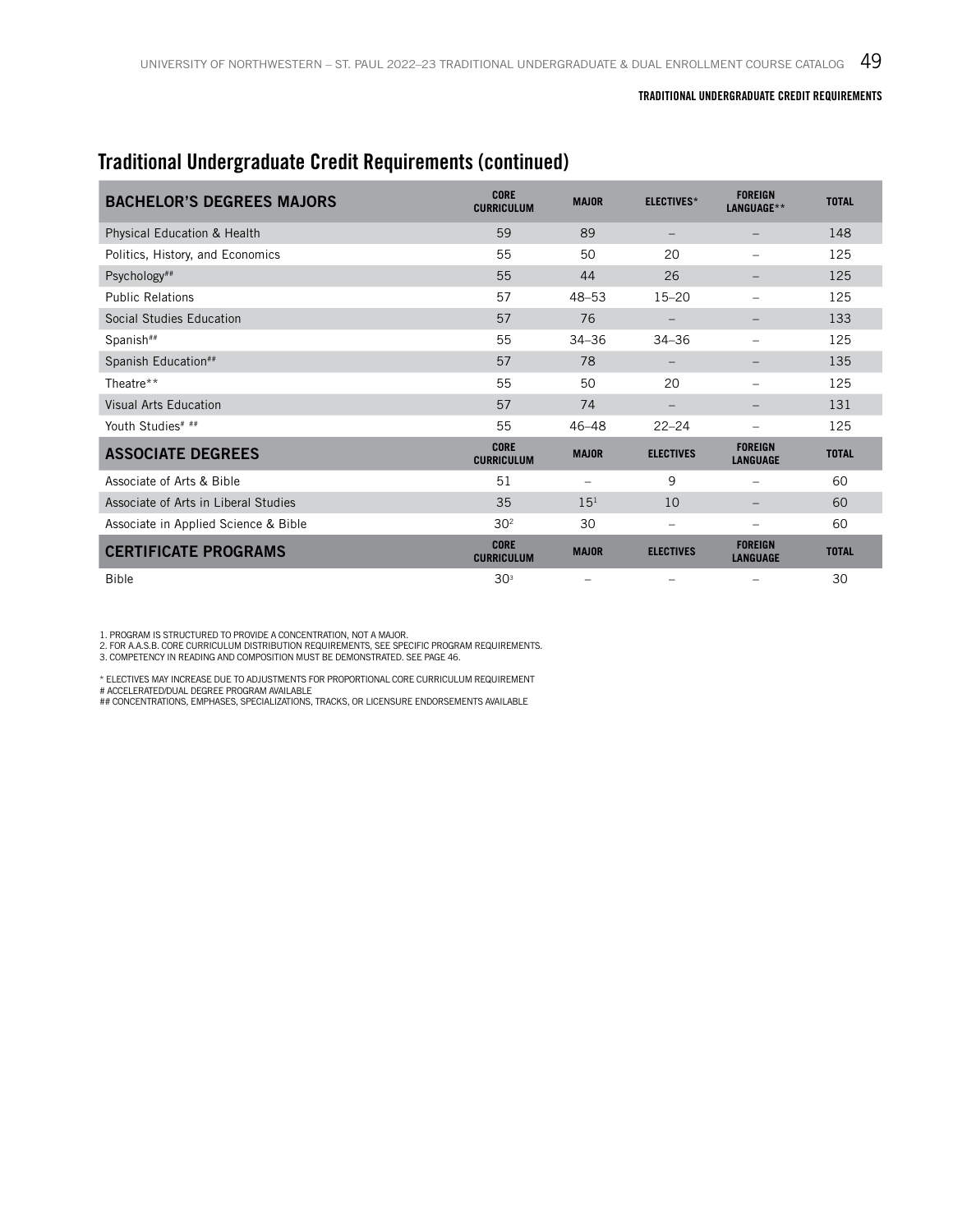## Traditional Undergraduate Credit Requirements (continued)

| BACHELOR'S DEGREES MAJORS | CORE CURRICULUM | MAJOR | ELECTIVES* | FOREIGN LANGUAGE** | TOTAL |
|---|---|---|---|---|---|
| Physical Education & Health | 59 | 89 | – | – | 148 |
| Politics, History, and Economics | 55 | 50 | 20 | – | 125 |
| Psychology## | 55 | 44 | 26 | – | 125 |
| Public Relations | 57 | 48–53 | 15–20 | – | 125 |
| Social Studies Education | 57 | 76 | – | – | 133 |
| Spanish## | 55 | 34–36 | 34–36 | – | 125 |
| Spanish Education## | 57 | 78 | – | – | 135 |
| Theatre** | 55 | 50 | 20 | – | 125 |
| Visual Arts Education | 57 | 74 | – | – | 131 |
| Youth Studies# ## | 55 | 46–48 | 22–24 | – | 125 |
| **ASSOCIATE DEGREES** | **CORE CURRICULUM** | **MAJOR** | **ELECTIVES** | **FOREIGN LANGUAGE** | **TOTAL** |
| Associate of Arts & Bible | 51 | – | 9 | – | 60 |
| Associate of Arts in Liberal Studies | 35 | 15[1] | 10 | – | 60 |
| Associate in Applied Science & Bible | 30[2] | 30 | – | – | 60 |
| **CERTIFICATE PROGRAMS** | **CORE CURRICULUM** | **MAJOR** | **ELECTIVES** | **FOREIGN LANGUAGE** | **TOTAL** |
| Bible | 30[3] | – | – | – | 30 |

1. PROGRAM IS STRUCTURED TO PROVIDE A CONCENTRATION, NOT A MAJOR.
2. FOR A.A.S.B. CORE CURRICULUM DISTRIBUTION REQUIREMENTS, SEE SPECIFIC PROGRAM REQUIREMENTS.
3. COMPETENCY IN READING AND COMPOSITION MUST BE DEMONSTRATED. SEE PAGE 46.

\* ELECTIVES MAY INCREASE DUE TO ADJUSTMENTS FOR PROPORTIONAL CORE CURRICULUM REQUIREMENT
\# ACCELERATED/DUAL DEGREE PROGRAM AVAILABLE
\## CONCENTRATIONS, EMPHASES, SPECIALIZATIONS, TRACKS, OR LICENSURE ENDORSEMENTS AVAILABLE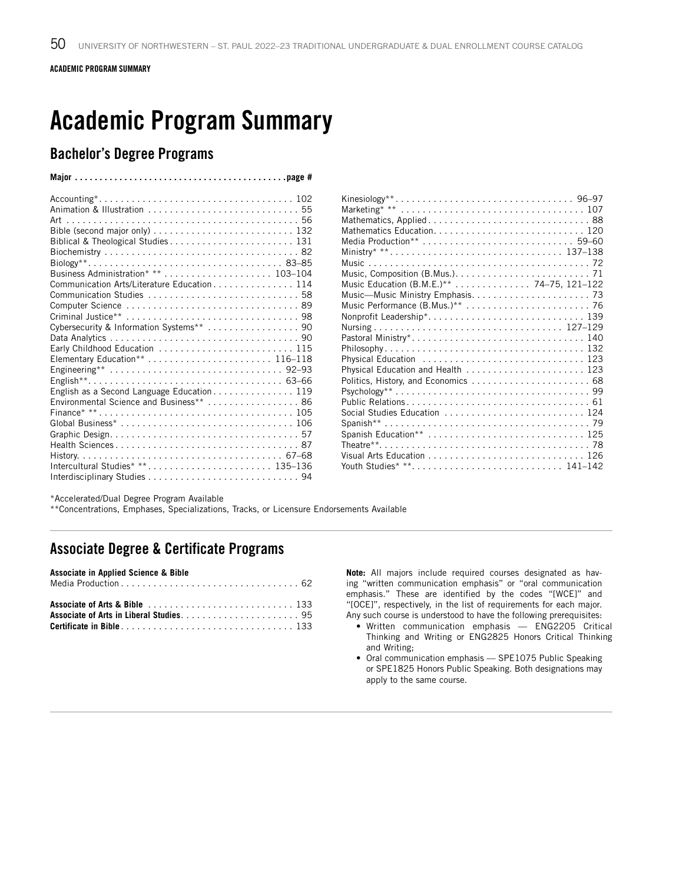# Academic Program Summary

## Bachelor's Degree Programs

| Major | page # |
|---|---|
| Accounting* | 102 |
| Animation & Illustration | 55 |
| Art | 56 |
| Bible (second major only) | 132 |
| Biblical & Theological Studies | 131 |
| Biochemistry | 82 |
| Biology** | 83–85 |
| Business Administration* ** | 103–104 |
| Communication Arts/Literature Education | 114 |
| Communication Studies | 58 |
| Computer Science | 89 |
| Criminal Justice** | 98 |
| Cybersecurity & Information Systems** | 90 |
| Data Analytics | 90 |
| Early Childhood Education | 115 |
| Elementary Education** | 116–118 |
| Engineering** | 92–93 |
| English** | 63–66 |
| English as a Second Language Education | 119 |
| Environmental Science and Business** | 86 |
| Finance* ** | 105 |
| Global Business* | 106 |
| Graphic Design | 57 |
| Health Sciences | 87 |
| History | 67–68 |
| Intercultural Studies* ** | 135–136 |
| Interdisciplinary Studies | 94 |
| Kinesiology** | 96–97 |
| Marketing* ** | 107 |
| Mathematics, Applied | 88 |
| Mathematics Education | 120 |
| Media Production** | 59–60 |
| Ministry* ** | 137–138 |
| Music | 72 |
| Music, Composition (B.Mus.) | 71 |
| Music Education (B.M.E.)** | 74–75, 121–122 |
| Music—Music Ministry Emphasis | 73 |
| Music Performance (B.Mus.)** | 76 |
| Nonprofit Leadership* | 139 |
| Nursing | 127–129 |
| Pastoral Ministry* | 140 |
| Philosophy | 132 |
| Physical Education | 123 |
| Physical Education and Health | 123 |
| Politics, History, and Economics | 68 |
| Psychology** | 99 |
| Public Relations | 61 |
| Social Studies Education | 124 |
| Spanish** | 79 |
| Spanish Education** | 125 |
| Theatre** | 78 |
| Visual Arts Education | 126 |
| Youth Studies* ** | 141–142 |

*Accelerated/Dual Degree Program Available

**Concentrations, Emphases, Specializations, Tracks, or Licensure Endorsements Available

## Associate Degree & Certificate Programs

**Associate in Applied Science & Bible**

Media Production . . . . . 62

**Associate of Arts & Bible** . . . . . 133

**Associate of Arts in Liberal Studies** . . . . . 95

**Certificate in Bible** . . . . . 133

**Note:** All majors include required courses designated as having "written communication emphasis" or "oral communication emphasis." These are identified by the codes "[WCE]" and "[OCE]", respectively, in the list of requirements for each major. Any such course is understood to have the following prerequisites:

- Written communication emphasis — ENG2205 Critical Thinking and Writing or ENG2825 Honors Critical Thinking and Writing;
- Oral communication emphasis — SPE1075 Public Speaking or SPE1825 Honors Public Speaking. Both designations may apply to the same course.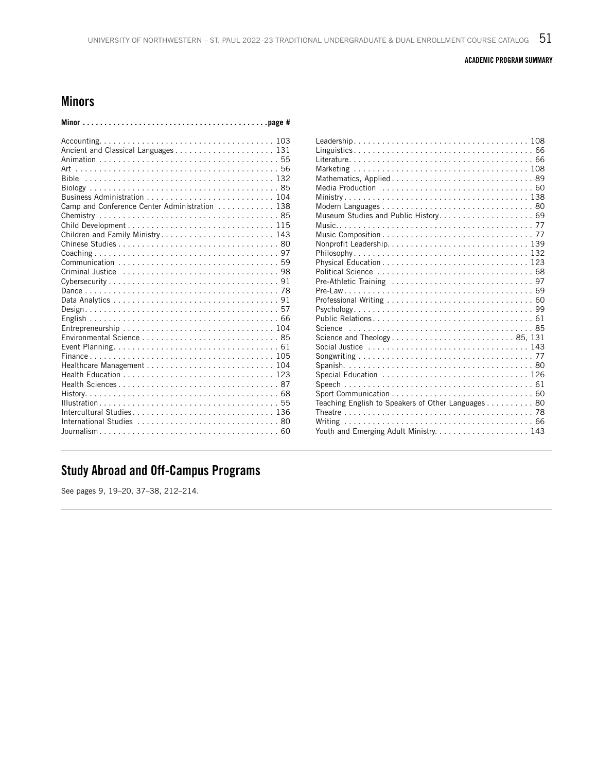## Minors

| Minor | page # |
|---|---|
| Accounting | 103 |
| Ancient and Classical Languages | 131 |
| Animation | 55 |
| Art | 56 |
| Bible | 132 |
| Biology | 85 |
| Business Administration | 104 |
| Camp and Conference Center Administration | 138 |
| Chemistry | 85 |
| Child Development | 115 |
| Children and Family Ministry | 143 |
| Chinese Studies | 80 |
| Coaching | 97 |
| Communication | 59 |
| Criminal Justice | 98 |
| Cybersecurity | 91 |
| Dance | 78 |
| Data Analytics | 91 |
| Design | 57 |
| English | 66 |
| Entrepreneurship | 104 |
| Environmental Science | 85 |
| Event Planning | 61 |
| Finance | 105 |
| Healthcare Management | 104 |
| Health Education | 123 |
| Health Sciences | 87 |
| History | 68 |
| Illustration | 55 |
| Intercultural Studies | 136 |
| International Studies | 80 |
| Journalism | 60 |
| Leadership | 108 |
| Linguistics | 66 |
| Literature | 66 |
| Marketing | 108 |
| Mathematics, Applied | 89 |
| Media Production | 60 |
| Ministry | 138 |
| Modern Languages | 80 |
| Museum Studies and Public History | 69 |
| Music | 77 |
| Music Composition | 77 |
| Nonprofit Leadership | 139 |
| Philosophy | 132 |
| Physical Education | 123 |
| Political Science | 68 |
| Pre-Athletic Training | 97 |
| Pre-Law | 69 |
| Professional Writing | 60 |
| Psychology | 99 |
| Public Relations | 61 |
| Science | 85 |
| Science and Theology | 85, 131 |
| Social Justice | 143 |
| Songwriting | 77 |
| Spanish | 80 |
| Special Education | 126 |
| Speech | 61 |
| Sport Communication | 60 |
| Teaching English to Speakers of Other Languages | 80 |
| Theatre | 78 |
| Writing | 66 |
| Youth and Emerging Adult Ministry | 143 |

## Study Abroad and Off-Campus Programs

See pages 9, 19–20, 37–38, 212–214.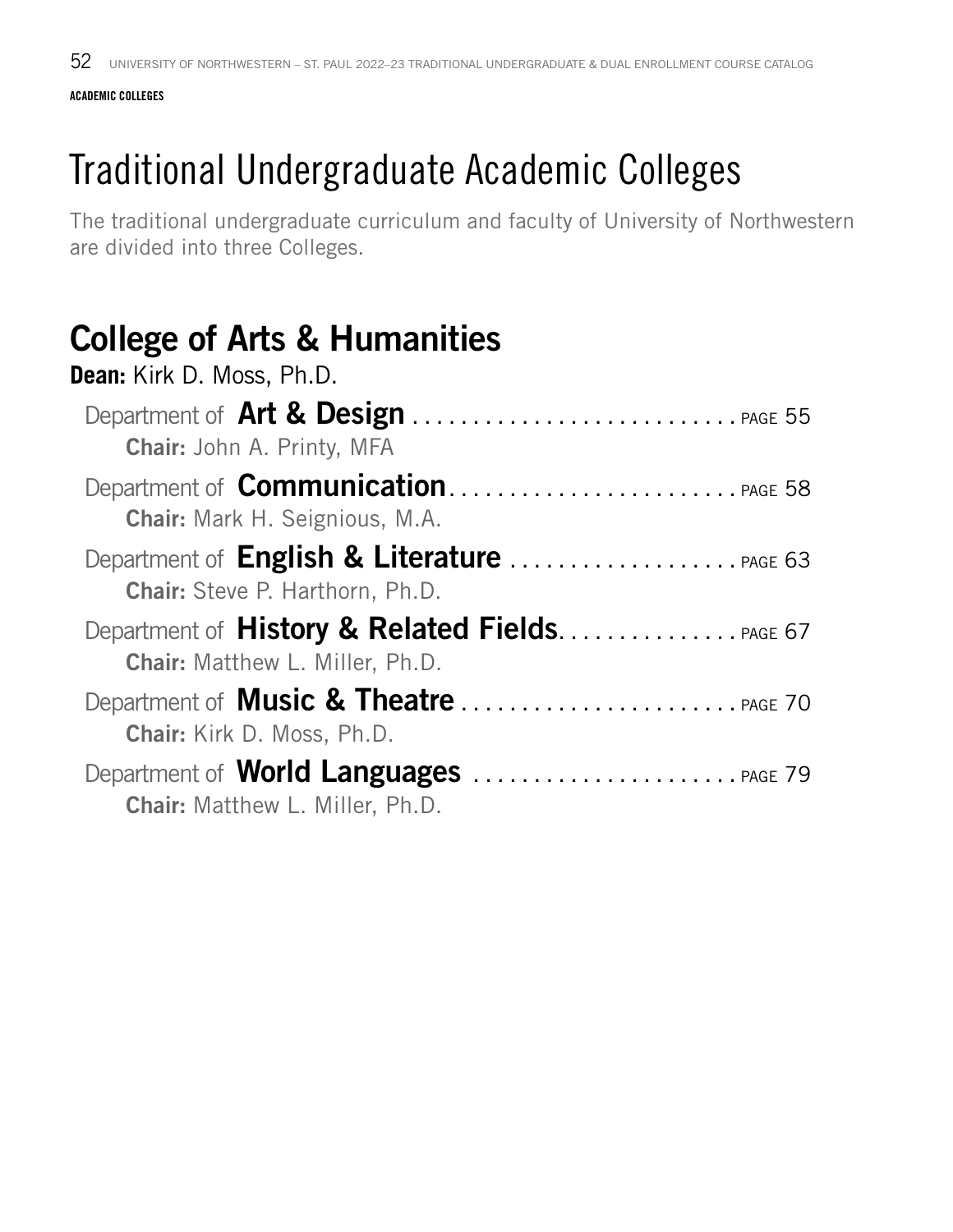ACADEMIC COLLEGES

# Traditional Undergraduate Academic Colleges

The traditional undergraduate curriculum and faculty of University of Northwestern are divided into three Colleges.

## College of Arts & Humanities

**Dean:** Kirk D. Moss, Ph.D.

Department of **Art & Design** . . . . . . . . . . . . . . . . . . . . . . . . . . . PAGE 55
**Chair:** John A. Printy, MFA

Department of **Communication**. . . . . . . . . . . . . . . . . . . . . . . . . PAGE 58
**Chair:** Mark H. Seignious, M.A.

Department of **English & Literature** . . . . . . . . . . . . . . . . . . . PAGE 63
**Chair:** Steve P. Harthorn, Ph.D.

Department of **History & Related Fields**. . . . . . . . . . . . . . . PAGE 67
**Chair:** Matthew L. Miller, Ph.D.

Department of **Music & Theatre** . . . . . . . . . . . . . . . . . . . . . . . PAGE 70
**Chair:** Kirk D. Moss, Ph.D.

Department of **World Languages** . . . . . . . . . . . . . . . . . . . . . . PAGE 79
**Chair:** Matthew L. Miller, Ph.D.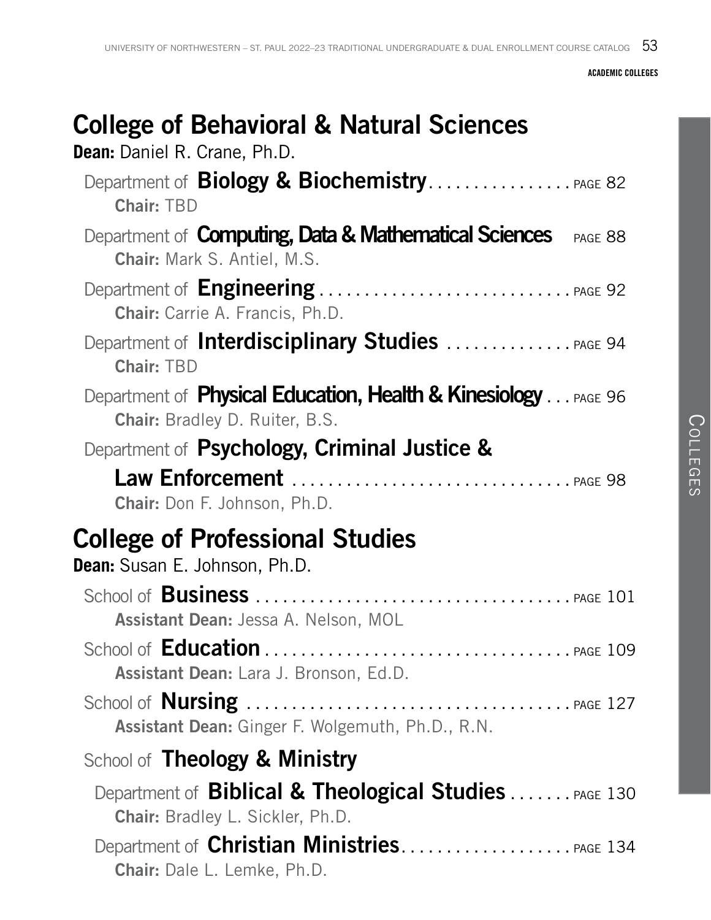## College of Behavioral & Natural Sciences

**Dean:** Daniel R. Crane, Ph.D.

Department of **Biology & Biochemistry** . . . . . . . . . . . . . . . . PAGE 82
**Chair:** TBD

Department of **Computing, Data & Mathematical Sciences** PAGE 88
**Chair:** Mark S. Antiel, M.S.

Department of **Engineering** . . . . . . . . . . . . . . . . . . . . . . . . . . . . . PAGE 92
**Chair:** Carrie A. Francis, Ph.D.

Department of **Interdisciplinary Studies** . . . . . . . . . . . . . . PAGE 94
**Chair:** TBD

Department of **Physical Education, Health & Kinesiology** . . . PAGE 96
**Chair:** Bradley D. Ruiter, B.S.

Department of **Psychology, Criminal Justice & Law Enforcement** . . . . . . . . . . . . . . . . . . . . . . . . . . . . . . . PAGE 98
**Chair:** Don F. Johnson, Ph.D.

## College of Professional Studies

**Dean:** Susan E. Johnson, Ph.D.

School of **Business** . . . . . . . . . . . . . . . . . . . . . . . . . . . . . . . . . . . . PAGE 101
**Assistant Dean:** Jessa A. Nelson, MOL

School of **Education** . . . . . . . . . . . . . . . . . . . . . . . . . . . . . . . . . . . PAGE 109
**Assistant Dean:** Lara J. Bronson, Ed.D.

School of **Nursing** . . . . . . . . . . . . . . . . . . . . . . . . . . . . . . . . . . . . PAGE 127
**Assistant Dean:** Ginger F. Wolgemuth, Ph.D., R.N.

School of **Theology & Ministry**

Department of **Biblical & Theological Studies** . . . . . . . PAGE 130
**Chair:** Bradley L. Sickler, Ph.D.

Department of **Christian Ministries**. . . . . . . . . . . . . . . . . . . PAGE 134
**Chair:** Dale L. Lemke, Ph.D.